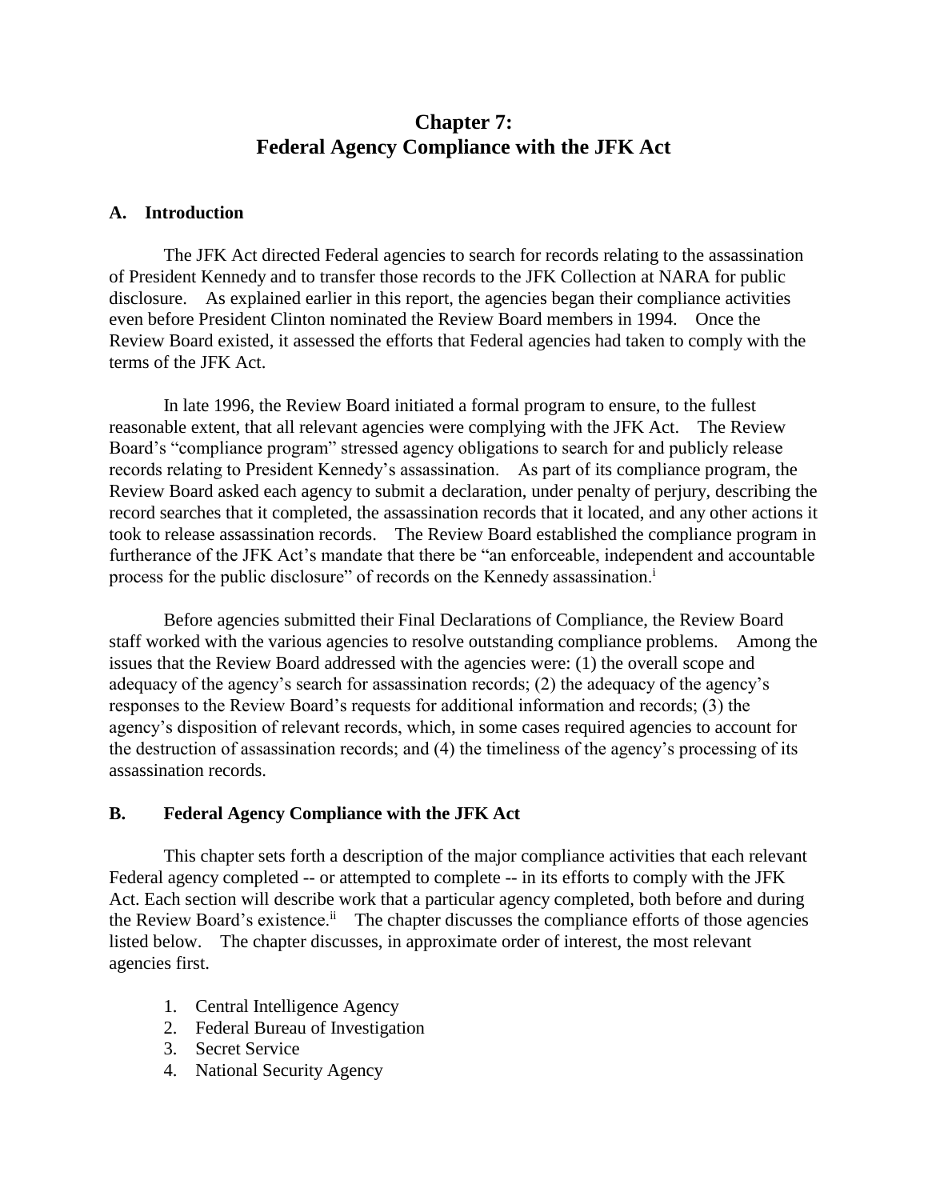# Chapter 7:
# Federal Agency Compliance with the JFK Act

## A. Introduction

The JFK Act directed Federal agencies to search for records relating to the assassination of President Kennedy and to transfer those records to the JFK Collection at NARA for public disclosure. As explained earlier in this report, the agencies began their compliance activities even before President Clinton nominated the Review Board members in 1994. Once the Review Board existed, it assessed the efforts that Federal agencies had taken to comply with the terms of the JFK Act.

In late 1996, the Review Board initiated a formal program to ensure, to the fullest reasonable extent, that all relevant agencies were complying with the JFK Act. The Review Board's "compliance program" stressed agency obligations to search for and publicly release records relating to President Kennedy's assassination. As part of its compliance program, the Review Board asked each agency to submit a declaration, under penalty of perjury, describing the record searches that it completed, the assassination records that it located, and any other actions it took to release assassination records. The Review Board established the compliance program in furtherance of the JFK Act's mandate that there be "an enforceable, independent and accountable process for the public disclosure" of records on the Kennedy assassination.[i]

Before agencies submitted their Final Declarations of Compliance, the Review Board staff worked with the various agencies to resolve outstanding compliance problems. Among the issues that the Review Board addressed with the agencies were: (1) the overall scope and adequacy of the agency's search for assassination records; (2) the adequacy of the agency's responses to the Review Board's requests for additional information and records; (3) the agency's disposition of relevant records, which, in some cases required agencies to account for the destruction of assassination records; and (4) the timeliness of the agency's processing of its assassination records.

## B. Federal Agency Compliance with the JFK Act

This chapter sets forth a description of the major compliance activities that each relevant Federal agency completed -- or attempted to complete -- in its efforts to comply with the JFK Act. Each section will describe work that a particular agency completed, both before and during the Review Board's existence.[ii] The chapter discusses the compliance efforts of those agencies listed below. The chapter discusses, in approximate order of interest, the most relevant agencies first.

1. Central Intelligence Agency
2. Federal Bureau of Investigation
3. Secret Service
4. National Security Agency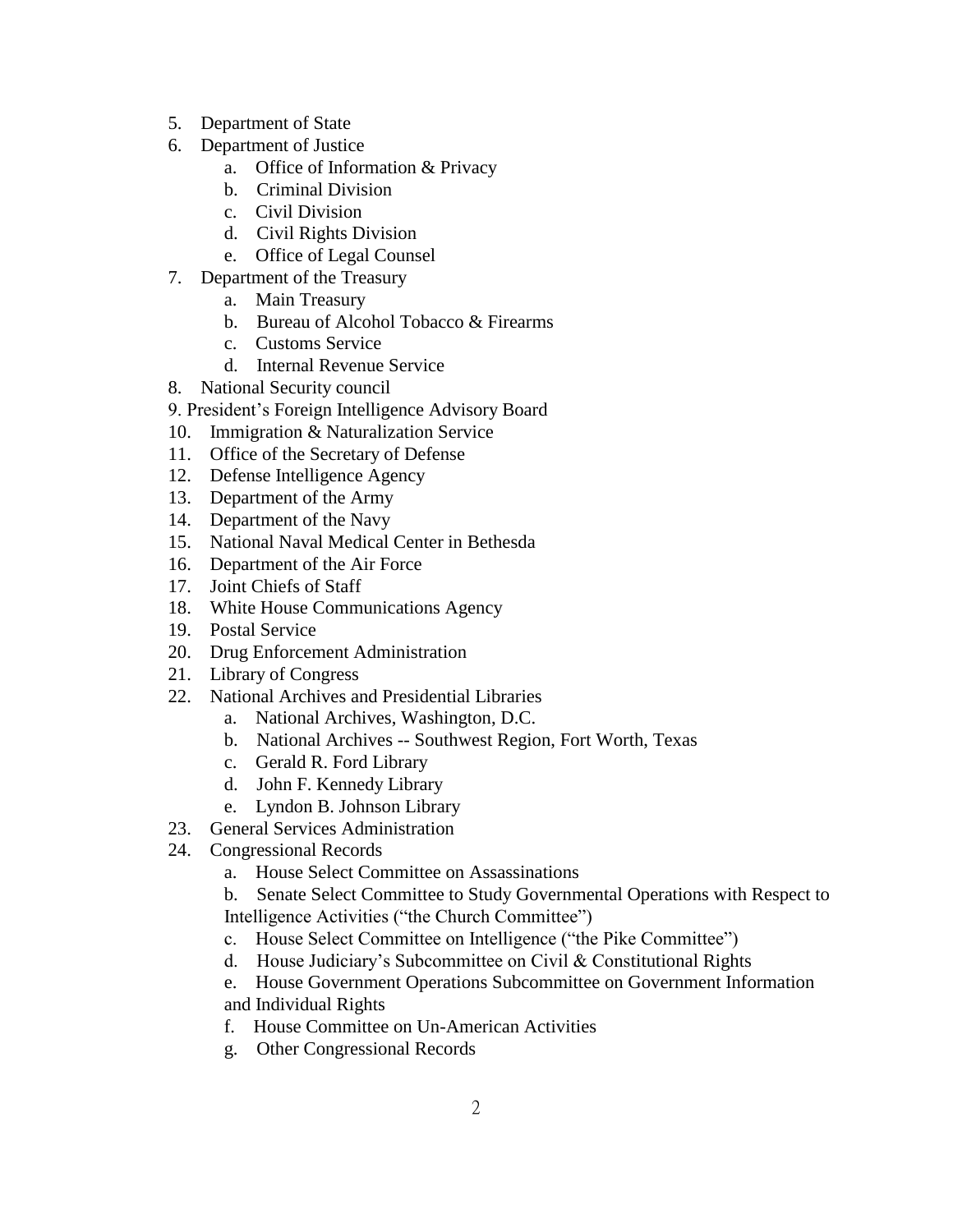5. Department of State
6. Department of Justice
    a. Office of Information & Privacy
    b. Criminal Division
    c. Civil Division
    d. Civil Rights Division
    e. Office of Legal Counsel
7. Department of the Treasury
    a. Main Treasury
    b. Bureau of Alcohol Tobacco & Firearms
    c. Customs Service
    d. Internal Revenue Service
8. National Security council
9. President's Foreign Intelligence Advisory Board
10. Immigration & Naturalization Service
11. Office of the Secretary of Defense
12. Defense Intelligence Agency
13. Department of the Army
14. Department of the Navy
15. National Naval Medical Center in Bethesda
16. Department of the Air Force
17. Joint Chiefs of Staff
18. White House Communications Agency
19. Postal Service
20. Drug Enforcement Administration
21. Library of Congress
22. National Archives and Presidential Libraries
    a. National Archives, Washington, D.C.
    b. National Archives -- Southwest Region, Fort Worth, Texas
    c. Gerald R. Ford Library
    d. John F. Kennedy Library
    e. Lyndon B. Johnson Library
23. General Services Administration
24. Congressional Records
    a. House Select Committee on Assassinations
    b. Senate Select Committee to Study Governmental Operations with Respect to Intelligence Activities ("the Church Committee")
    c. House Select Committee on Intelligence ("the Pike Committee")
    d. House Judiciary's Subcommittee on Civil & Constitutional Rights
    e. House Government Operations Subcommittee on Government Information and Individual Rights
    f. House Committee on Un-American Activities
    g. Other Congressional Records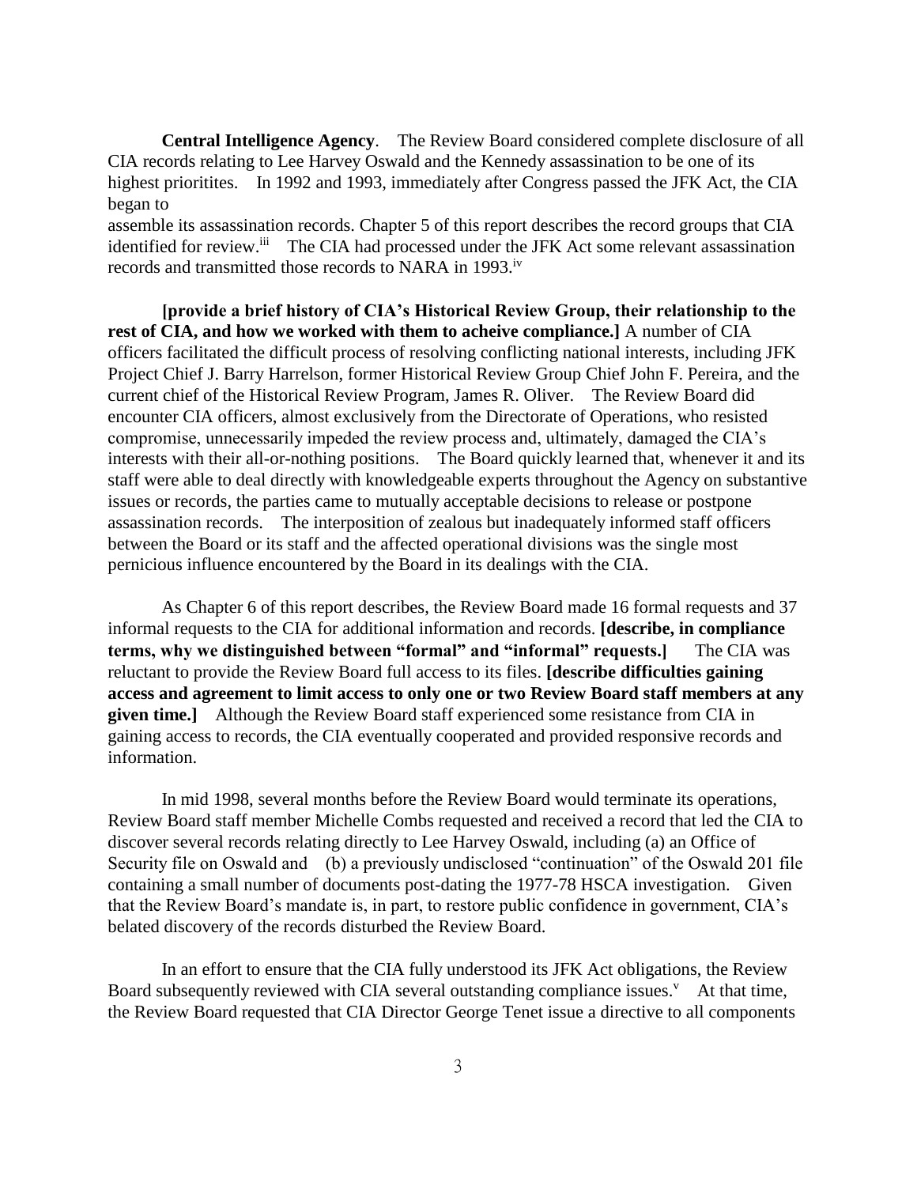**Central Intelligence Agency**. The Review Board considered complete disclosure of all CIA records relating to Lee Harvey Oswald and the Kennedy assassination to be one of its highest prioritites. In 1992 and 1993, immediately after Congress passed the JFK Act, the CIA began to
assemble its assassination records. Chapter 5 of this report describes the record groups that CIA identified for review.[iii] The CIA had processed under the JFK Act some relevant assassination records and transmitted those records to NARA in 1993.[iv]

**[provide a brief history of CIA's Historical Review Group, their relationship to the rest of CIA, and how we worked with them to acheive compliance.]** A number of CIA officers facilitated the difficult process of resolving conflicting national interests, including JFK Project Chief J. Barry Harrelson, former Historical Review Group Chief John F. Pereira, and the current chief of the Historical Review Program, James R. Oliver. The Review Board did encounter CIA officers, almost exclusively from the Directorate of Operations, who resisted compromise, unnecessarily impeded the review process and, ultimately, damaged the CIA's interests with their all-or-nothing positions. The Board quickly learned that, whenever it and its staff were able to deal directly with knowledgeable experts throughout the Agency on substantive issues or records, the parties came to mutually acceptable decisions to release or postpone assassination records. The interposition of zealous but inadequately informed staff officers between the Board or its staff and the affected operational divisions was the single most pernicious influence encountered by the Board in its dealings with the CIA.

As Chapter 6 of this report describes, the Review Board made 16 formal requests and 37 informal requests to the CIA for additional information and records. **[describe, in compliance terms, why we distinguished between "formal" and "informal" requests.]** The CIA was reluctant to provide the Review Board full access to its files. **[describe difficulties gaining access and agreement to limit access to only one or two Review Board staff members at any given time.]** Although the Review Board staff experienced some resistance from CIA in gaining access to records, the CIA eventually cooperated and provided responsive records and information.

In mid 1998, several months before the Review Board would terminate its operations, Review Board staff member Michelle Combs requested and received a record that led the CIA to discover several records relating directly to Lee Harvey Oswald, including (a) an Office of Security file on Oswald and (b) a previously undisclosed "continuation" of the Oswald 201 file containing a small number of documents post-dating the 1977-78 HSCA investigation. Given that the Review Board's mandate is, in part, to restore public confidence in government, CIA's belated discovery of the records disturbed the Review Board.

In an effort to ensure that the CIA fully understood its JFK Act obligations, the Review Board subsequently reviewed with CIA several outstanding compliance issues.[v] At that time, the Review Board requested that CIA Director George Tenet issue a directive to all components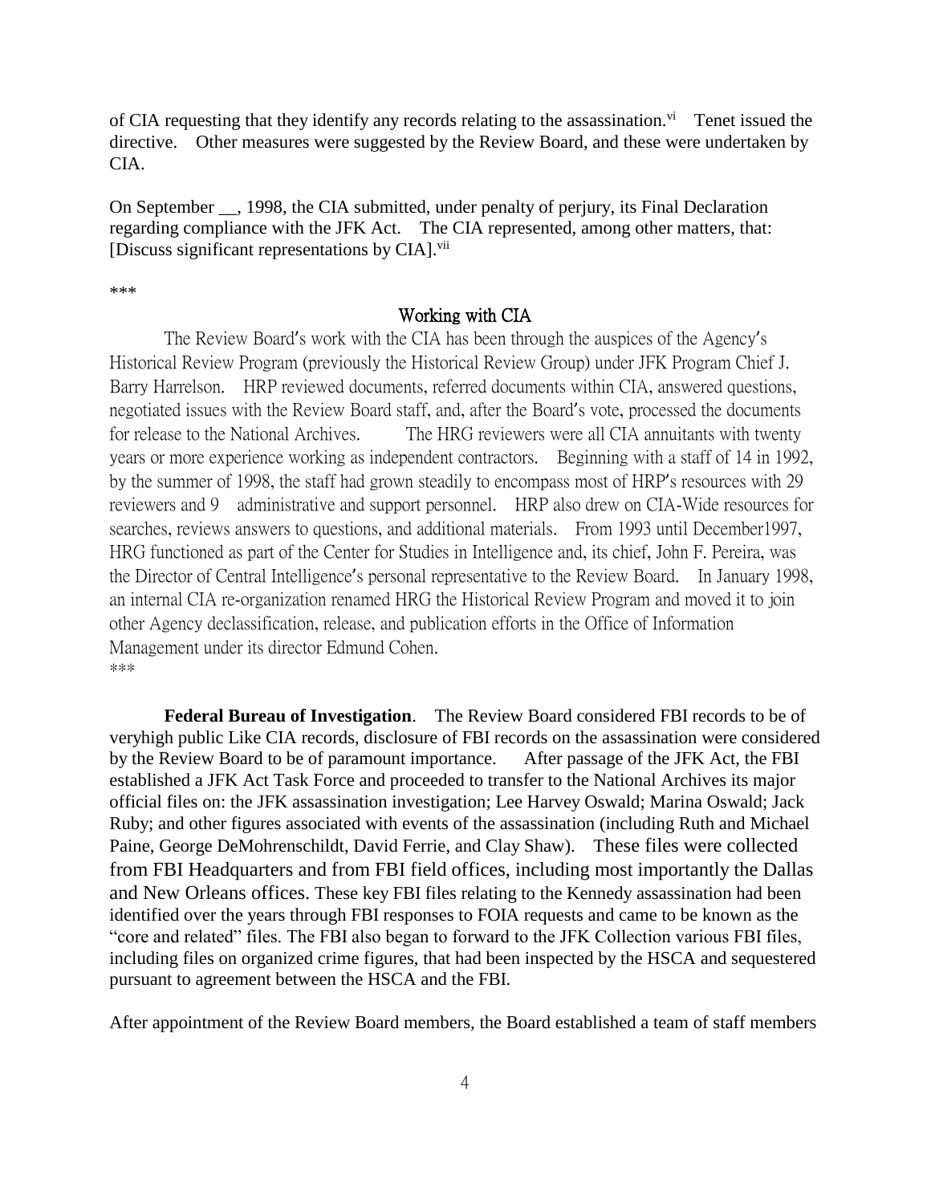of CIA requesting that they identify any records relating to the assassination.[vi] Tenet issued the directive. Other measures were suggested by the Review Board, and these were undertaken by CIA.

On September __, 1998, the CIA submitted, under penalty of perjury, its Final Declaration regarding compliance with the JFK Act. The CIA represented, among other matters, that: [Discuss significant representations by CIA].[vii]

***

## Working with CIA

The Review Board's work with the CIA has been through the auspices of the Agency's Historical Review Program (previously the Historical Review Group) under JFK Program Chief J. Barry Harrelson. HRP reviewed documents, referred documents within CIA, answered questions, negotiated issues with the Review Board staff, and, after the Board's vote, processed the documents for release to the National Archives. The HRG reviewers were all CIA annuitants with twenty years or more experience working as independent contractors. Beginning with a staff of 14 in 1992, by the summer of 1998, the staff had grown steadily to encompass most of HRP's resources with 29 reviewers and 9 administrative and support personnel. HRP also drew on CIA-Wide resources for searches, reviews answers to questions, and additional materials. From 1993 until December1997, HRG functioned as part of the Center for Studies in Intelligence and, its chief, John F. Pereira, was the Director of Central Intelligence's personal representative to the Review Board. In January 1998, an internal CIA re-organization renamed HRG the Historical Review Program and moved it to join other Agency declassification, release, and publication efforts in the Office of Information Management under its director Edmund Cohen.

***

**Federal Bureau of Investigation**. The Review Board considered FBI records to be of veryhigh public Like CIA records, disclosure of FBI records on the assassination were considered by the Review Board to be of paramount importance. After passage of the JFK Act, the FBI established a JFK Act Task Force and proceeded to transfer to the National Archives its major official files on: the JFK assassination investigation; Lee Harvey Oswald; Marina Oswald; Jack Ruby; and other figures associated with events of the assassination (including Ruth and Michael Paine, George DeMohrenschildt, David Ferrie, and Clay Shaw). These files were collected from FBI Headquarters and from FBI field offices, including most importantly the Dallas and New Orleans offices. These key FBI files relating to the Kennedy assassination had been identified over the years through FBI responses to FOIA requests and came to be known as the "core and related" files. The FBI also began to forward to the JFK Collection various FBI files, including files on organized crime figures, that had been inspected by the HSCA and sequestered pursuant to agreement between the HSCA and the FBI.

After appointment of the Review Board members, the Board established a team of staff members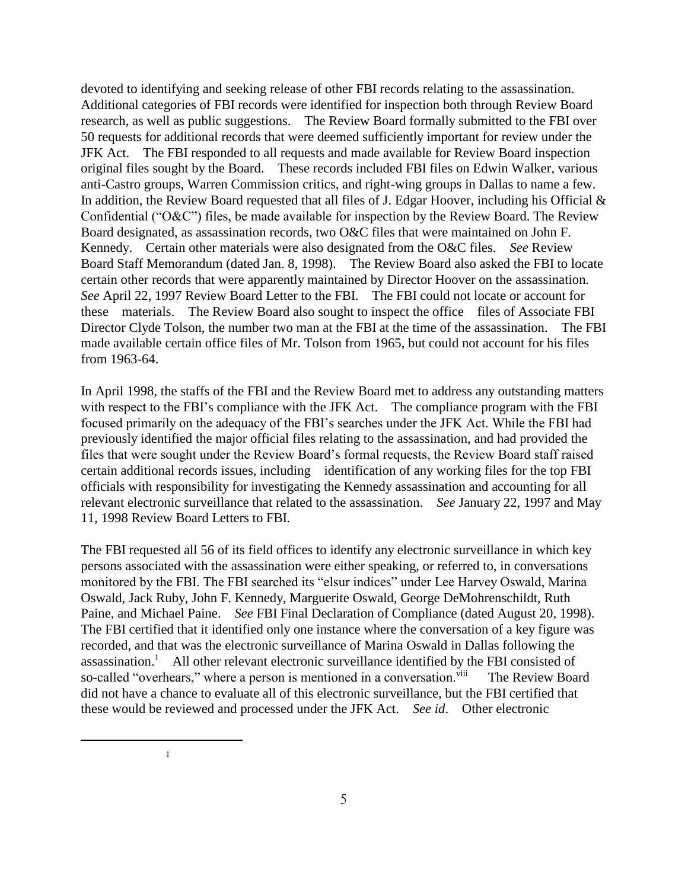devoted to identifying and seeking release of other FBI records relating to the assassination. Additional categories of FBI records were identified for inspection both through Review Board research, as well as public suggestions. The Review Board formally submitted to the FBI over 50 requests for additional records that were deemed sufficiently important for review under the JFK Act. The FBI responded to all requests and made available for Review Board inspection original files sought by the Board. These records included FBI files on Edwin Walker, various anti-Castro groups, Warren Commission critics, and right-wing groups in Dallas to name a few. In addition, the Review Board requested that all files of J. Edgar Hoover, including his Official & Confidential ("O&C") files, be made available for inspection by the Review Board. The Review Board designated, as assassination records, two O&C files that were maintained on John F. Kennedy. Certain other materials were also designated from the O&C files. *See* Review Board Staff Memorandum (dated Jan. 8, 1998). The Review Board also asked the FBI to locate certain other records that were apparently maintained by Director Hoover on the assassination. *See* April 22, 1997 Review Board Letter to the FBI. The FBI could not locate or account for these materials. The Review Board also sought to inspect the office files of Associate FBI Director Clyde Tolson, the number two man at the FBI at the time of the assassination. The FBI made available certain office files of Mr. Tolson from 1965, but could not account for his files from 1963-64.

In April 1998, the staffs of the FBI and the Review Board met to address any outstanding matters with respect to the FBI's compliance with the JFK Act. The compliance program with the FBI focused primarily on the adequacy of the FBI's searches under the JFK Act. While the FBI had previously identified the major official files relating to the assassination, and had provided the files that were sought under the Review Board's formal requests, the Review Board staff raised certain additional records issues, including identification of any working files for the top FBI officials with responsibility for investigating the Kennedy assassination and accounting for all relevant electronic surveillance that related to the assassination. *See* January 22, 1997 and May 11, 1998 Review Board Letters to FBI.

The FBI requested all 56 of its field offices to identify any electronic surveillance in which key persons associated with the assassination were either speaking, or referred to, in conversations monitored by the FBI. The FBI searched its "elsur indices" under Lee Harvey Oswald, Marina Oswald, Jack Ruby, John F. Kennedy, Marguerite Oswald, George DeMohrenschildt, Ruth Paine, and Michael Paine. *See* FBI Final Declaration of Compliance (dated August 20, 1998). The FBI certified that it identified only one instance where the conversation of a key figure was recorded, and that was the electronic surveillance of Marina Oswald in Dallas following the assassination.[1] All other relevant electronic surveillance identified by the FBI consisted of so-called "overhears," where a person is mentioned in a conversation.[viii] The Review Board did not have a chance to evaluate all of this electronic surveillance, but the FBI certified that these would be reviewed and processed under the JFK Act. *See id*. Other electronic

---

1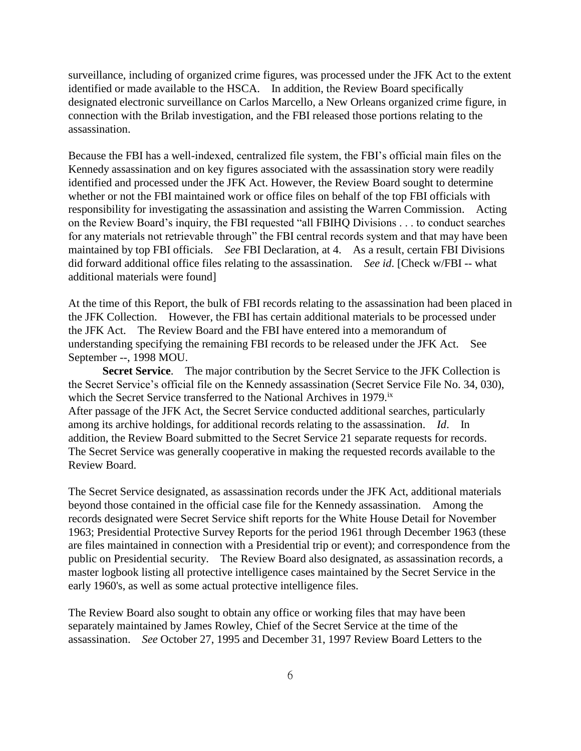surveillance, including of organized crime figures, was processed under the JFK Act to the extent identified or made available to the HSCA. In addition, the Review Board specifically designated electronic surveillance on Carlos Marcello, a New Orleans organized crime figure, in connection with the Brilab investigation, and the FBI released those portions relating to the assassination.

Because the FBI has a well-indexed, centralized file system, the FBI's official main files on the Kennedy assassination and on key figures associated with the assassination story were readily identified and processed under the JFK Act. However, the Review Board sought to determine whether or not the FBI maintained work or office files on behalf of the top FBI officials with responsibility for investigating the assassination and assisting the Warren Commission. Acting on the Review Board's inquiry, the FBI requested "all FBIHQ Divisions . . . to conduct searches for any materials not retrievable through" the FBI central records system and that may have been maintained by top FBI officials. *See* FBI Declaration, at 4. As a result, certain FBI Divisions did forward additional office files relating to the assassination. *See id*. [Check w/FBI -- what additional materials were found]

At the time of this Report, the bulk of FBI records relating to the assassination had been placed in the JFK Collection. However, the FBI has certain additional materials to be processed under the JFK Act. The Review Board and the FBI have entered into a memorandum of understanding specifying the remaining FBI records to be released under the JFK Act. See September --, 1998 MOU.

**Secret Service**. The major contribution by the Secret Service to the JFK Collection is the Secret Service's official file on the Kennedy assassination (Secret Service File No. 34, 030), which the Secret Service transferred to the National Archives in 1979.[ix]
After passage of the JFK Act, the Secret Service conducted additional searches, particularly among its archive holdings, for additional records relating to the assassination. *Id*. In addition, the Review Board submitted to the Secret Service 21 separate requests for records. The Secret Service was generally cooperative in making the requested records available to the Review Board.

The Secret Service designated, as assassination records under the JFK Act, additional materials beyond those contained in the official case file for the Kennedy assassination. Among the records designated were Secret Service shift reports for the White House Detail for November 1963; Presidential Protective Survey Reports for the period 1961 through December 1963 (these are files maintained in connection with a Presidential trip or event); and correspondence from the public on Presidential security. The Review Board also designated, as assassination records, a master logbook listing all protective intelligence cases maintained by the Secret Service in the early 1960's, as well as some actual protective intelligence files.

The Review Board also sought to obtain any office or working files that may have been separately maintained by James Rowley, Chief of the Secret Service at the time of the assassination. *See* October 27, 1995 and December 31, 1997 Review Board Letters to the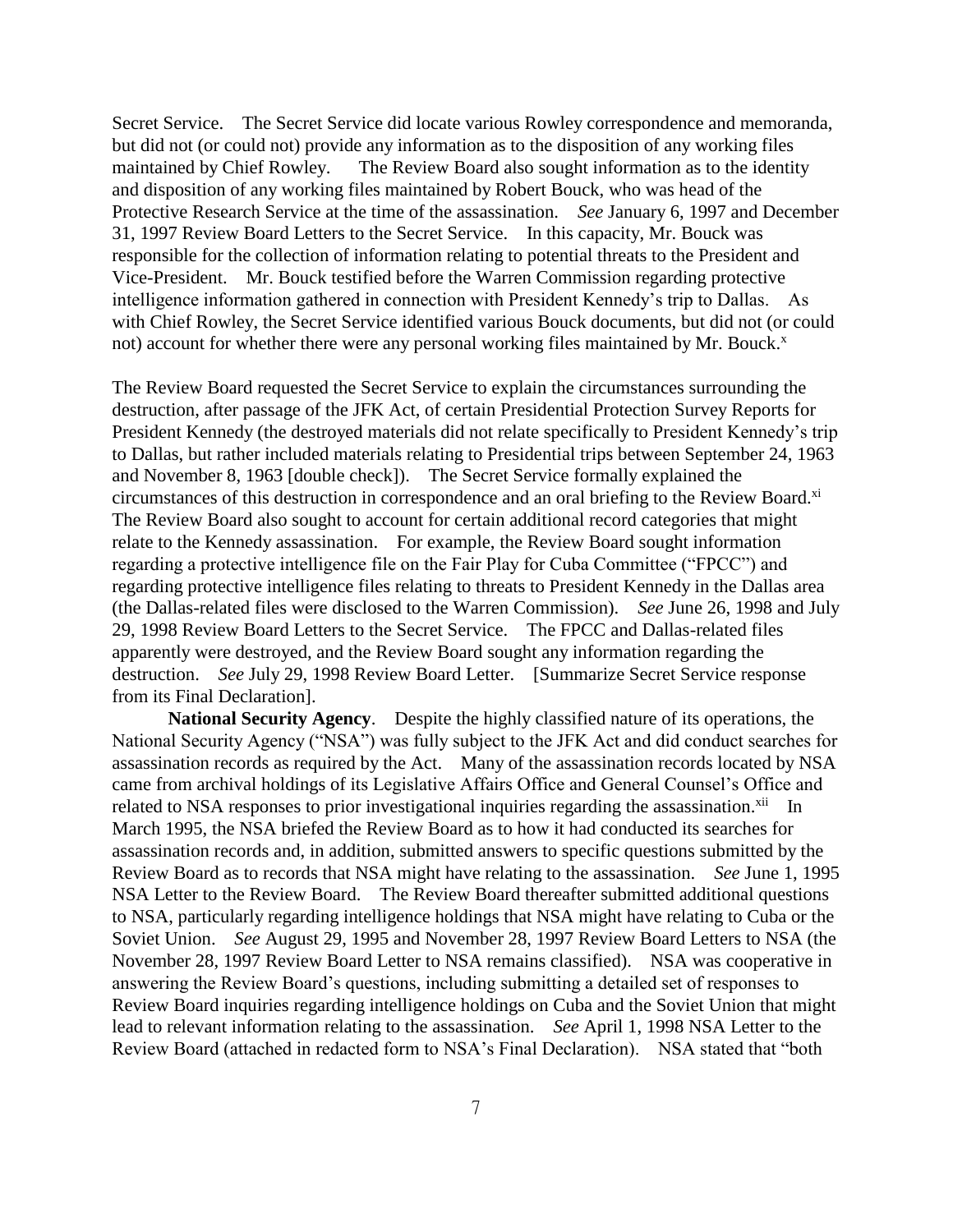Secret Service. The Secret Service did locate various Rowley correspondence and memoranda, but did not (or could not) provide any information as to the disposition of any working files maintained by Chief Rowley. The Review Board also sought information as to the identity and disposition of any working files maintained by Robert Bouck, who was head of the Protective Research Service at the time of the assassination. *See* January 6, 1997 and December 31, 1997 Review Board Letters to the Secret Service. In this capacity, Mr. Bouck was responsible for the collection of information relating to potential threats to the President and Vice-President. Mr. Bouck testified before the Warren Commission regarding protective intelligence information gathered in connection with President Kennedy's trip to Dallas. As with Chief Rowley, the Secret Service identified various Bouck documents, but did not (or could not) account for whether there were any personal working files maintained by Mr. Bouck.[x]

The Review Board requested the Secret Service to explain the circumstances surrounding the destruction, after passage of the JFK Act, of certain Presidential Protection Survey Reports for President Kennedy (the destroyed materials did not relate specifically to President Kennedy's trip to Dallas, but rather included materials relating to Presidential trips between September 24, 1963 and November 8, 1963 [double check]). The Secret Service formally explained the circumstances of this destruction in correspondence and an oral briefing to the Review Board.[xi] The Review Board also sought to account for certain additional record categories that might relate to the Kennedy assassination. For example, the Review Board sought information regarding a protective intelligence file on the Fair Play for Cuba Committee ("FPCC") and regarding protective intelligence files relating to threats to President Kennedy in the Dallas area (the Dallas-related files were disclosed to the Warren Commission). *See* June 26, 1998 and July 29, 1998 Review Board Letters to the Secret Service. The FPCC and Dallas-related files apparently were destroyed, and the Review Board sought any information regarding the destruction. *See* July 29, 1998 Review Board Letter. [Summarize Secret Service response from its Final Declaration].

**National Security Agency**. Despite the highly classified nature of its operations, the National Security Agency ("NSA") was fully subject to the JFK Act and did conduct searches for assassination records as required by the Act. Many of the assassination records located by NSA came from archival holdings of its Legislative Affairs Office and General Counsel's Office and related to NSA responses to prior investigational inquiries regarding the assassination.[xii] In March 1995, the NSA briefed the Review Board as to how it had conducted its searches for assassination records and, in addition, submitted answers to specific questions submitted by the Review Board as to records that NSA might have relating to the assassination. *See* June 1, 1995 NSA Letter to the Review Board. The Review Board thereafter submitted additional questions to NSA, particularly regarding intelligence holdings that NSA might have relating to Cuba or the Soviet Union. *See* August 29, 1995 and November 28, 1997 Review Board Letters to NSA (the November 28, 1997 Review Board Letter to NSA remains classified). NSA was cooperative in answering the Review Board's questions, including submitting a detailed set of responses to Review Board inquiries regarding intelligence holdings on Cuba and the Soviet Union that might lead to relevant information relating to the assassination. *See* April 1, 1998 NSA Letter to the Review Board (attached in redacted form to NSA's Final Declaration). NSA stated that "both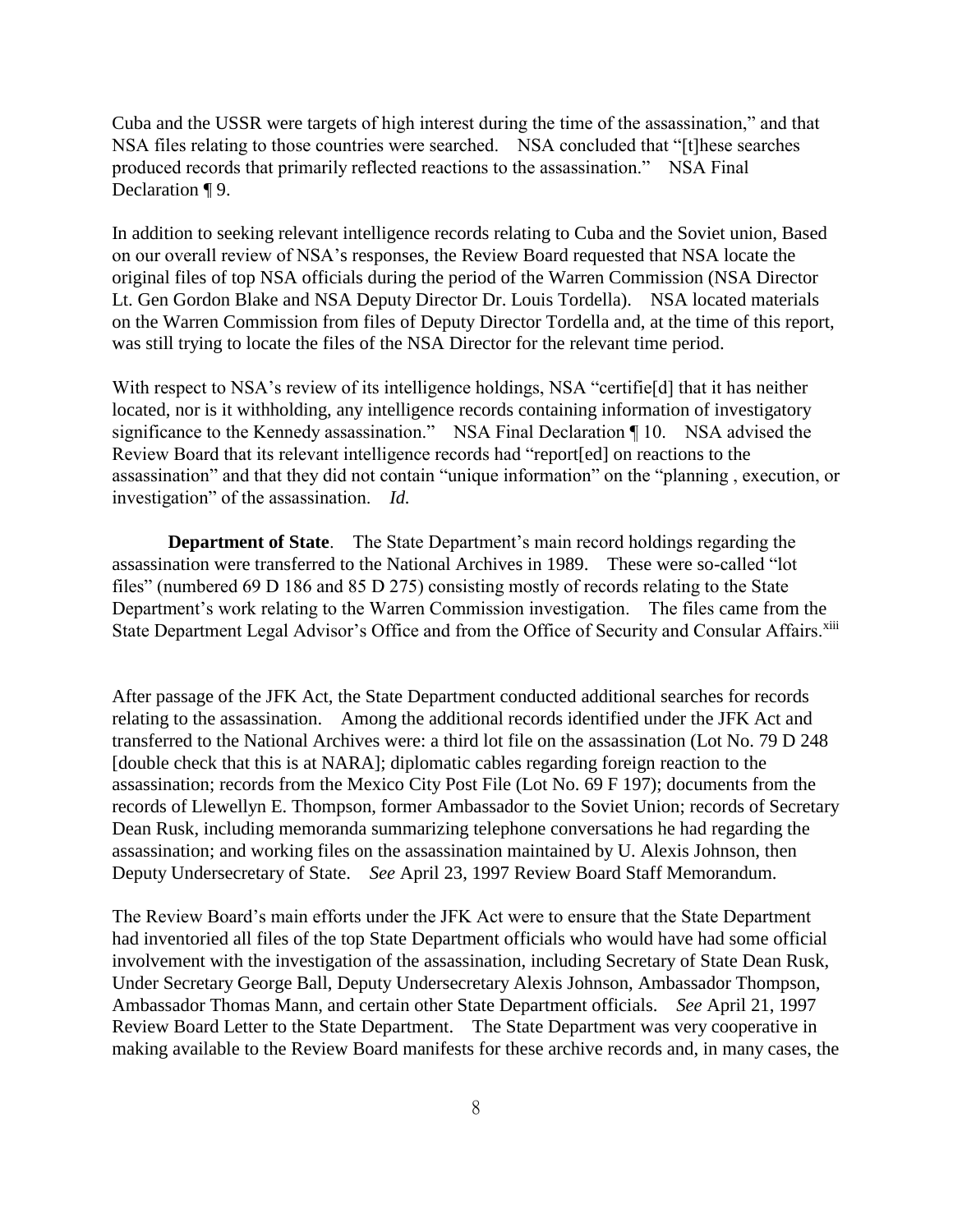Cuba and the USSR were targets of high interest during the time of the assassination," and that NSA files relating to those countries were searched. NSA concluded that "[t]hese searches produced records that primarily reflected reactions to the assassination." NSA Final Declaration ¶ 9.

In addition to seeking relevant intelligence records relating to Cuba and the Soviet union, Based on our overall review of NSA's responses, the Review Board requested that NSA locate the original files of top NSA officials during the period of the Warren Commission (NSA Director Lt. Gen Gordon Blake and NSA Deputy Director Dr. Louis Tordella). NSA located materials on the Warren Commission from files of Deputy Director Tordella and, at the time of this report, was still trying to locate the files of the NSA Director for the relevant time period.

With respect to NSA's review of its intelligence holdings, NSA "certifie[d] that it has neither located, nor is it withholding, any intelligence records containing information of investigatory significance to the Kennedy assassination." NSA Final Declaration ¶ 10. NSA advised the Review Board that its relevant intelligence records had "report[ed] on reactions to the assassination" and that they did not contain "unique information" on the "planning , execution, or investigation" of the assassination. *Id.*

**Department of State**. The State Department's main record holdings regarding the assassination were transferred to the National Archives in 1989. These were so-called "lot files" (numbered 69 D 186 and 85 D 275) consisting mostly of records relating to the State Department's work relating to the Warren Commission investigation. The files came from the State Department Legal Advisor's Office and from the Office of Security and Consular Affairs.[xiii]

After passage of the JFK Act, the State Department conducted additional searches for records relating to the assassination. Among the additional records identified under the JFK Act and transferred to the National Archives were: a third lot file on the assassination (Lot No. 79 D 248 [double check that this is at NARA]; diplomatic cables regarding foreign reaction to the assassination; records from the Mexico City Post File (Lot No. 69 F 197); documents from the records of Llewellyn E. Thompson, former Ambassador to the Soviet Union; records of Secretary Dean Rusk, including memoranda summarizing telephone conversations he had regarding the assassination; and working files on the assassination maintained by U. Alexis Johnson, then Deputy Undersecretary of State. *See* April 23, 1997 Review Board Staff Memorandum.

The Review Board's main efforts under the JFK Act were to ensure that the State Department had inventoried all files of the top State Department officials who would have had some official involvement with the investigation of the assassination, including Secretary of State Dean Rusk, Under Secretary George Ball, Deputy Undersecretary Alexis Johnson, Ambassador Thompson, Ambassador Thomas Mann, and certain other State Department officials. *See* April 21, 1997 Review Board Letter to the State Department. The State Department was very cooperative in making available to the Review Board manifests for these archive records and, in many cases, the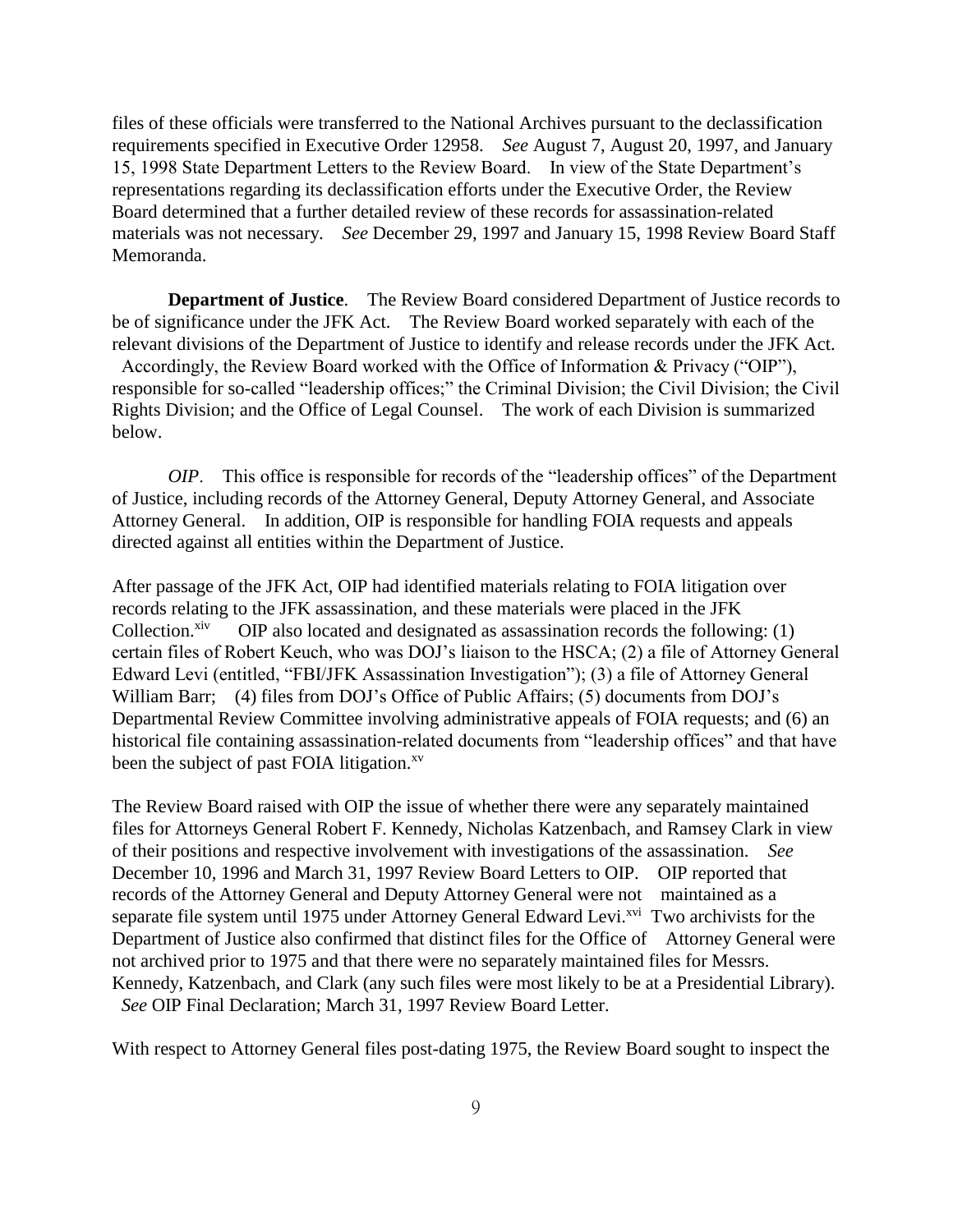files of these officials were transferred to the National Archives pursuant to the declassification requirements specified in Executive Order 12958. *See* August 7, August 20, 1997, and January 15, 1998 State Department Letters to the Review Board. In view of the State Department's representations regarding its declassification efforts under the Executive Order, the Review Board determined that a further detailed review of these records for assassination-related materials was not necessary. *See* December 29, 1997 and January 15, 1998 Review Board Staff Memoranda.

**Department of Justice**. The Review Board considered Department of Justice records to be of significance under the JFK Act. The Review Board worked separately with each of the relevant divisions of the Department of Justice to identify and release records under the JFK Act. Accordingly, the Review Board worked with the Office of Information & Privacy ("OIP"), responsible for so-called "leadership offices;" the Criminal Division; the Civil Division; the Civil Rights Division; and the Office of Legal Counsel. The work of each Division is summarized below.

*OIP*. This office is responsible for records of the "leadership offices" of the Department of Justice, including records of the Attorney General, Deputy Attorney General, and Associate Attorney General. In addition, OIP is responsible for handling FOIA requests and appeals directed against all entities within the Department of Justice.

After passage of the JFK Act, OIP had identified materials relating to FOIA litigation over records relating to the JFK assassination, and these materials were placed in the JFK Collection.[xiv] OIP also located and designated as assassination records the following: (1) certain files of Robert Keuch, who was DOJ's liaison to the HSCA; (2) a file of Attorney General Edward Levi (entitled, "FBI/JFK Assassination Investigation"); (3) a file of Attorney General William Barr; (4) files from DOJ's Office of Public Affairs; (5) documents from DOJ's Departmental Review Committee involving administrative appeals of FOIA requests; and (6) an historical file containing assassination-related documents from "leadership offices" and that have been the subject of past FOIA litigation.[xv]

The Review Board raised with OIP the issue of whether there were any separately maintained files for Attorneys General Robert F. Kennedy, Nicholas Katzenbach, and Ramsey Clark in view of their positions and respective involvement with investigations of the assassination. *See* December 10, 1996 and March 31, 1997 Review Board Letters to OIP. OIP reported that records of the Attorney General and Deputy Attorney General were not maintained as a separate file system until 1975 under Attorney General Edward Levi.[xvi] Two archivists for the Department of Justice also confirmed that distinct files for the Office of Attorney General were not archived prior to 1975 and that there were no separately maintained files for Messrs. Kennedy, Katzenbach, and Clark (any such files were most likely to be at a Presidential Library). *See* OIP Final Declaration; March 31, 1997 Review Board Letter.

With respect to Attorney General files post-dating 1975, the Review Board sought to inspect the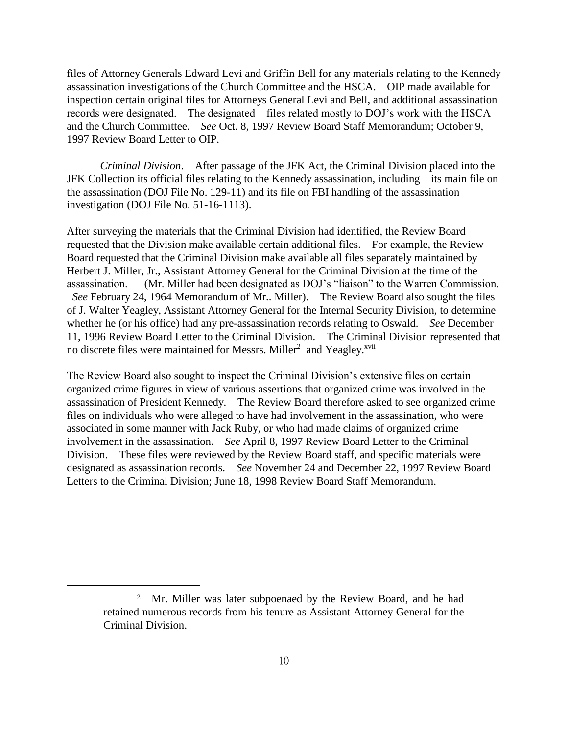files of Attorney Generals Edward Levi and Griffin Bell for any materials relating to the Kennedy assassination investigations of the Church Committee and the HSCA. OIP made available for inspection certain original files for Attorneys General Levi and Bell, and additional assassination records were designated. The designated files related mostly to DOJ's work with the HSCA and the Church Committee. *See* Oct. 8, 1997 Review Board Staff Memorandum; October 9, 1997 Review Board Letter to OIP.

*Criminal Division*. After passage of the JFK Act, the Criminal Division placed into the JFK Collection its official files relating to the Kennedy assassination, including its main file on the assassination (DOJ File No. 129-11) and its file on FBI handling of the assassination investigation (DOJ File No. 51-16-1113).

After surveying the materials that the Criminal Division had identified, the Review Board requested that the Division make available certain additional files. For example, the Review Board requested that the Criminal Division make available all files separately maintained by Herbert J. Miller, Jr., Assistant Attorney General for the Criminal Division at the time of the assassination. (Mr. Miller had been designated as DOJ's "liaison" to the Warren Commission. *See* February 24, 1964 Memorandum of Mr.. Miller). The Review Board also sought the files of J. Walter Yeagley, Assistant Attorney General for the Internal Security Division, to determine whether he (or his office) had any pre-assassination records relating to Oswald. *See* December 11, 1996 Review Board Letter to the Criminal Division. The Criminal Division represented that no discrete files were maintained for Messrs. Miller[2] and Yeagley.[xvii]

The Review Board also sought to inspect the Criminal Division's extensive files on certain organized crime figures in view of various assertions that organized crime was involved in the assassination of President Kennedy. The Review Board therefore asked to see organized crime files on individuals who were alleged to have had involvement in the assassination, who were associated in some manner with Jack Ruby, or who had made claims of organized crime involvement in the assassination. *See* April 8, 1997 Review Board Letter to the Criminal Division. These files were reviewed by the Review Board staff, and specific materials were designated as assassination records. *See* November 24 and December 22, 1997 Review Board Letters to the Criminal Division; June 18, 1998 Review Board Staff Memorandum.

---

[2] Mr. Miller was later subpoenaed by the Review Board, and he had retained numerous records from his tenure as Assistant Attorney General for the Criminal Division.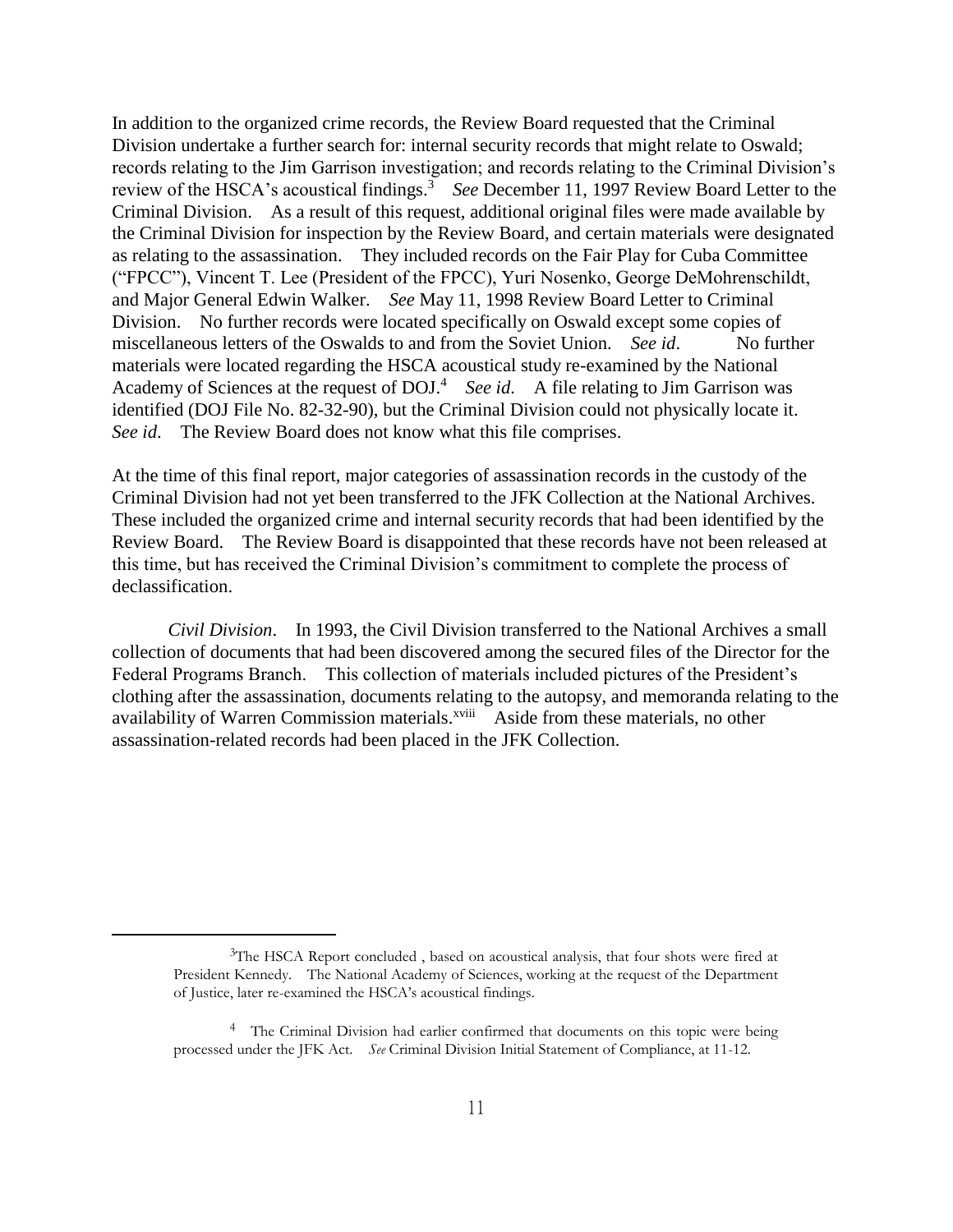In addition to the organized crime records, the Review Board requested that the Criminal Division undertake a further search for: internal security records that might relate to Oswald; records relating to the Jim Garrison investigation; and records relating to the Criminal Division's review of the HSCA's acoustical findings.[3] *See* December 11, 1997 Review Board Letter to the Criminal Division. As a result of this request, additional original files were made available by the Criminal Division for inspection by the Review Board, and certain materials were designated as relating to the assassination. They included records on the Fair Play for Cuba Committee ("FPCC"), Vincent T. Lee (President of the FPCC), Yuri Nosenko, George DeMohrenschildt, and Major General Edwin Walker. *See* May 11, 1998 Review Board Letter to Criminal Division. No further records were located specifically on Oswald except some copies of miscellaneous letters of the Oswalds to and from the Soviet Union. *See id*. No further materials were located regarding the HSCA acoustical study re-examined by the National Academy of Sciences at the request of DOJ.[4] *See id*. A file relating to Jim Garrison was identified (DOJ File No. 82-32-90), but the Criminal Division could not physically locate it. *See id*. The Review Board does not know what this file comprises.

At the time of this final report, major categories of assassination records in the custody of the Criminal Division had not yet been transferred to the JFK Collection at the National Archives. These included the organized crime and internal security records that had been identified by the Review Board. The Review Board is disappointed that these records have not been released at this time, but has received the Criminal Division's commitment to complete the process of declassification.

*Civil Division*. In 1993, the Civil Division transferred to the National Archives a small collection of documents that had been discovered among the secured files of the Director for the Federal Programs Branch. This collection of materials included pictures of the President's clothing after the assassination, documents relating to the autopsy, and memoranda relating to the availability of Warren Commission materials.[xviii] Aside from these materials, no other assassination-related records had been placed in the JFK Collection.

---

[3] The HSCA Report concluded , based on acoustical analysis, that four shots were fired at President Kennedy. The National Academy of Sciences, working at the request of the Department of Justice, later re-examined the HSCA's acoustical findings.

[4] The Criminal Division had earlier confirmed that documents on this topic were being processed under the JFK Act. *See* Criminal Division Initial Statement of Compliance, at 11-12.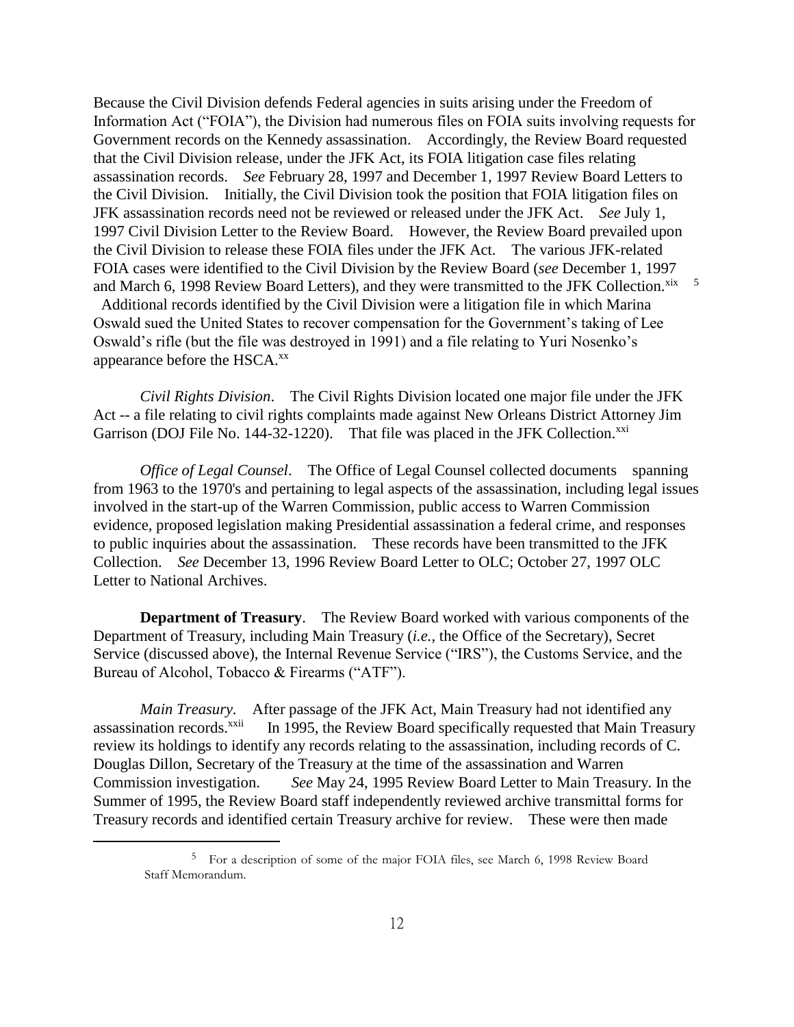Because the Civil Division defends Federal agencies in suits arising under the Freedom of Information Act ("FOIA"), the Division had numerous files on FOIA suits involving requests for Government records on the Kennedy assassination. Accordingly, the Review Board requested that the Civil Division release, under the JFK Act, its FOIA litigation case files relating assassination records. *See* February 28, 1997 and December 1, 1997 Review Board Letters to the Civil Division. Initially, the Civil Division took the position that FOIA litigation files on JFK assassination records need not be reviewed or released under the JFK Act. *See* July 1, 1997 Civil Division Letter to the Review Board. However, the Review Board prevailed upon the Civil Division to release these FOIA files under the JFK Act. The various JFK-related FOIA cases were identified to the Civil Division by the Review Board (*see* December 1, 1997 and March 6, 1998 Review Board Letters), and they were transmitted to the JFK Collection.[xix] [5] Additional records identified by the Civil Division were a litigation file in which Marina Oswald sued the United States to recover compensation for the Government's taking of Lee Oswald's rifle (but the file was destroyed in 1991) and a file relating to Yuri Nosenko's appearance before the HSCA.[xx]

*Civil Rights Division*. The Civil Rights Division located one major file under the JFK Act -- a file relating to civil rights complaints made against New Orleans District Attorney Jim Garrison (DOJ File No. 144-32-1220). That file was placed in the JFK Collection.[xxi]

*Office of Legal Counsel*. The Office of Legal Counsel collected documents spanning from 1963 to the 1970's and pertaining to legal aspects of the assassination, including legal issues involved in the start-up of the Warren Commission, public access to Warren Commission evidence, proposed legislation making Presidential assassination a federal crime, and responses to public inquiries about the assassination. These records have been transmitted to the JFK Collection. *See* December 13, 1996 Review Board Letter to OLC; October 27, 1997 OLC Letter to National Archives.

**Department of Treasury**. The Review Board worked with various components of the Department of Treasury, including Main Treasury (*i.e.*, the Office of the Secretary), Secret Service (discussed above), the Internal Revenue Service ("IRS"), the Customs Service, and the Bureau of Alcohol, Tobacco & Firearms ("ATF").

*Main Treasury*. After passage of the JFK Act, Main Treasury had not identified any assassination records.[xxii] In 1995, the Review Board specifically requested that Main Treasury review its holdings to identify any records relating to the assassination, including records of C. Douglas Dillon, Secretary of the Treasury at the time of the assassination and Warren Commission investigation. *See* May 24, 1995 Review Board Letter to Main Treasury. In the Summer of 1995, the Review Board staff independently reviewed archive transmittal forms for Treasury records and identified certain Treasury archive for review. These were then made

---

[5] For a description of some of the major FOIA files, see March 6, 1998 Review Board Staff Memorandum.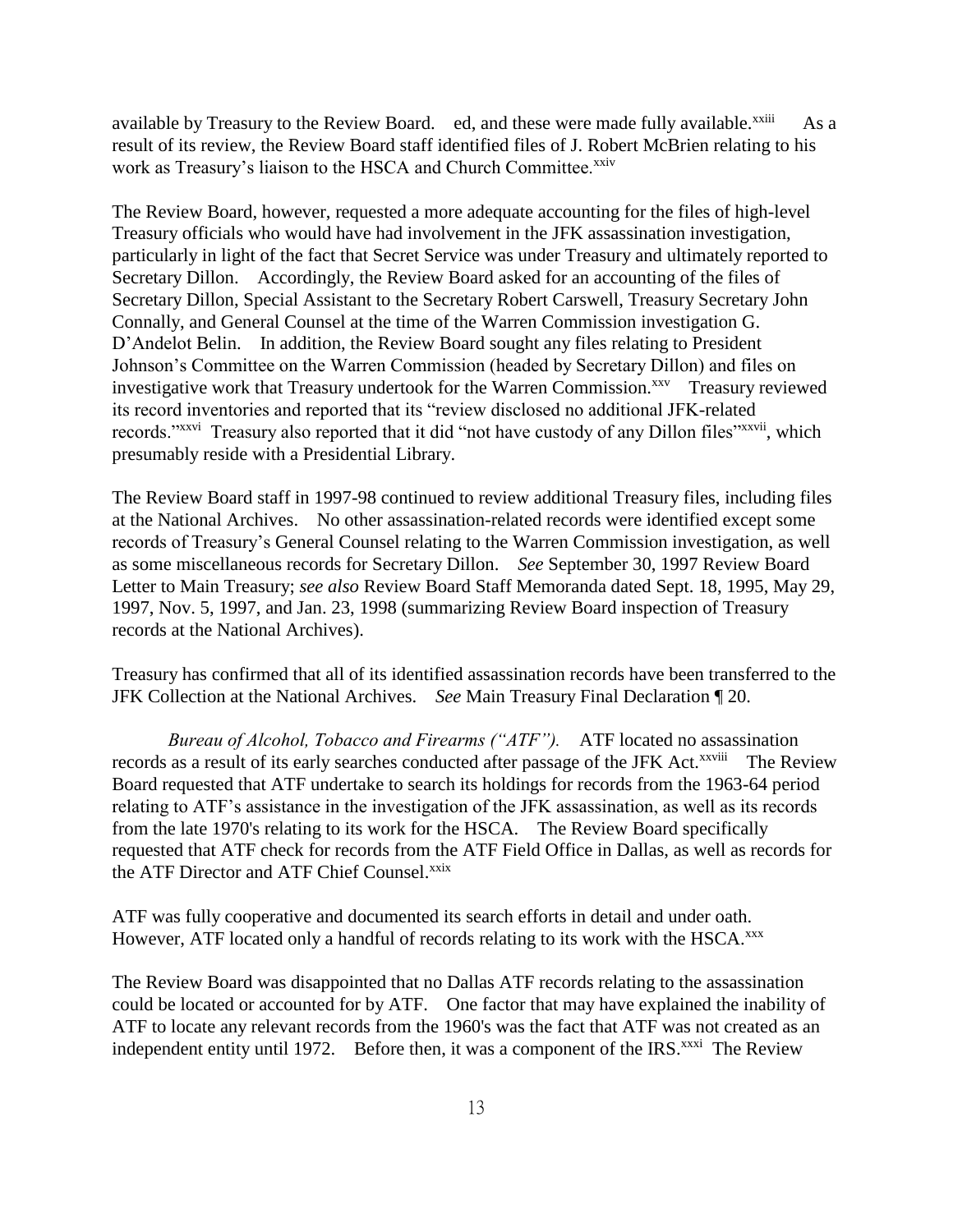available by Treasury to the Review Board. ed, and these were made fully available.[xxiii] As a result of its review, the Review Board staff identified files of J. Robert McBrien relating to his work as Treasury's liaison to the HSCA and Church Committee.[xxiv]

The Review Board, however, requested a more adequate accounting for the files of high-level Treasury officials who would have had involvement in the JFK assassination investigation, particularly in light of the fact that Secret Service was under Treasury and ultimately reported to Secretary Dillon. Accordingly, the Review Board asked for an accounting of the files of Secretary Dillon, Special Assistant to the Secretary Robert Carswell, Treasury Secretary John Connally, and General Counsel at the time of the Warren Commission investigation G. D'Andelot Belin. In addition, the Review Board sought any files relating to President Johnson's Committee on the Warren Commission (headed by Secretary Dillon) and files on investigative work that Treasury undertook for the Warren Commission.[xxv] Treasury reviewed its record inventories and reported that its "review disclosed no additional JFK-related records."[xxvi] Treasury also reported that it did "not have custody of any Dillon files"[xxvii], which presumably reside with a Presidential Library.

The Review Board staff in 1997-98 continued to review additional Treasury files, including files at the National Archives. No other assassination-related records were identified except some records of Treasury's General Counsel relating to the Warren Commission investigation, as well as some miscellaneous records for Secretary Dillon. *See* September 30, 1997 Review Board Letter to Main Treasury; *see also* Review Board Staff Memoranda dated Sept. 18, 1995, May 29, 1997, Nov. 5, 1997, and Jan. 23, 1998 (summarizing Review Board inspection of Treasury records at the National Archives).

Treasury has confirmed that all of its identified assassination records have been transferred to the JFK Collection at the National Archives. *See* Main Treasury Final Declaration ¶ 20.

*Bureau of Alcohol, Tobacco and Firearms ("ATF").* ATF located no assassination records as a result of its early searches conducted after passage of the JFK Act.[xxviii] The Review Board requested that ATF undertake to search its holdings for records from the 1963-64 period relating to ATF's assistance in the investigation of the JFK assassination, as well as its records from the late 1970's relating to its work for the HSCA. The Review Board specifically requested that ATF check for records from the ATF Field Office in Dallas, as well as records for the ATF Director and ATF Chief Counsel.[xxix]

ATF was fully cooperative and documented its search efforts in detail and under oath. However, ATF located only a handful of records relating to its work with the HSCA.[xxx]

The Review Board was disappointed that no Dallas ATF records relating to the assassination could be located or accounted for by ATF. One factor that may have explained the inability of ATF to locate any relevant records from the 1960's was the fact that ATF was not created as an independent entity until 1972. Before then, it was a component of the IRS.[xxxi] The Review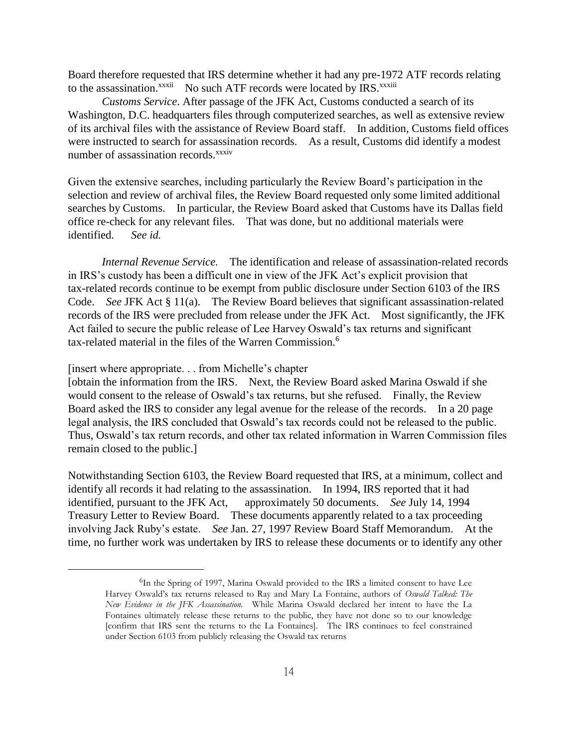Board therefore requested that IRS determine whether it had any pre-1972 ATF records relating to the assassination.[xxxii] No such ATF records were located by IRS.[xxxiii]

*Customs Service*. After passage of the JFK Act, Customs conducted a search of its Washington, D.C. headquarters files through computerized searches, as well as extensive review of its archival files with the assistance of Review Board staff. In addition, Customs field offices were instructed to search for assassination records. As a result, Customs did identify a modest number of assassination records.[xxxiv]

Given the extensive searches, including particularly the Review Board's participation in the selection and review of archival files, the Review Board requested only some limited additional searches by Customs. In particular, the Review Board asked that Customs have its Dallas field office re-check for any relevant files. That was done, but no additional materials were identified. *See id.*

*Internal Revenue Service.* The identification and release of assassination-related records in IRS's custody has been a difficult one in view of the JFK Act's explicit provision that tax-related records continue to be exempt from public disclosure under Section 6103 of the IRS Code. *See* JFK Act § 11(a). The Review Board believes that significant assassination-related records of the IRS were precluded from release under the JFK Act. Most significantly, the JFK Act failed to secure the public release of Lee Harvey Oswald's tax returns and significant tax-related material in the files of the Warren Commission.[6]

[insert where appropriate. . . from Michelle's chapter
[obtain the information from the IRS. Next, the Review Board asked Marina Oswald if she would consent to the release of Oswald's tax returns, but she refused. Finally, the Review Board asked the IRS to consider any legal avenue for the release of the records. In a 20 page legal analysis, the IRS concluded that Oswald's tax records could not be released to the public. Thus, Oswald's tax return records, and other tax related information in Warren Commission files remain closed to the public.]

Notwithstanding Section 6103, the Review Board requested that IRS, at a minimum, collect and identify all records it had relating to the assassination. In 1994, IRS reported that it had identified, pursuant to the JFK Act, approximately 50 documents. *See* July 14, 1994 Treasury Letter to Review Board. These documents apparently related to a tax proceeding involving Jack Ruby's estate. *See* Jan. 27, 1997 Review Board Staff Memorandum. At the time, no further work was undertaken by IRS to release these documents or to identify any other

---

[6] In the Spring of 1997, Marina Oswald provided to the IRS a limited consent to have Lee Harvey Oswald's tax returns released to Ray and Mary La Fontaine, authors of *Oswald Talked: The New Evidence in the JFK Assassination.* While Marina Oswald declared her intent to have the La Fontaines ultimately release these returns to the public, they have not done so to our knowledge [confirm that IRS sent the returns to the La Fontaines]. The IRS continues to feel constrained under Section 6103 from publicly releasing the Oswald tax returns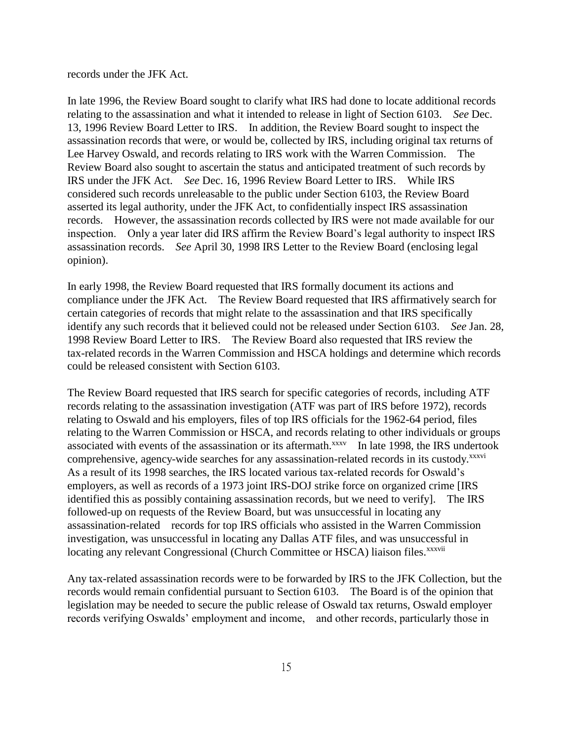records under the JFK Act.

In late 1996, the Review Board sought to clarify what IRS had done to locate additional records relating to the assassination and what it intended to release in light of Section 6103. *See* Dec. 13, 1996 Review Board Letter to IRS. In addition, the Review Board sought to inspect the assassination records that were, or would be, collected by IRS, including original tax returns of Lee Harvey Oswald, and records relating to IRS work with the Warren Commission. The Review Board also sought to ascertain the status and anticipated treatment of such records by IRS under the JFK Act. *See* Dec. 16, 1996 Review Board Letter to IRS. While IRS considered such records unreleasable to the public under Section 6103, the Review Board asserted its legal authority, under the JFK Act, to confidentially inspect IRS assassination records. However, the assassination records collected by IRS were not made available for our inspection. Only a year later did IRS affirm the Review Board's legal authority to inspect IRS assassination records. *See* April 30, 1998 IRS Letter to the Review Board (enclosing legal opinion).

In early 1998, the Review Board requested that IRS formally document its actions and compliance under the JFK Act. The Review Board requested that IRS affirmatively search for certain categories of records that might relate to the assassination and that IRS specifically identify any such records that it believed could not be released under Section 6103. *See* Jan. 28, 1998 Review Board Letter to IRS. The Review Board also requested that IRS review the tax-related records in the Warren Commission and HSCA holdings and determine which records could be released consistent with Section 6103.

The Review Board requested that IRS search for specific categories of records, including ATF records relating to the assassination investigation (ATF was part of IRS before 1972), records relating to Oswald and his employers, files of top IRS officials for the 1962-64 period, files relating to the Warren Commission or HSCA, and records relating to other individuals or groups associated with events of the assassination or its aftermath.[xxxv] In late 1998, the IRS undertook comprehensive, agency-wide searches for any assassination-related records in its custody.[xxxvi] As a result of its 1998 searches, the IRS located various tax-related records for Oswald's employers, as well as records of a 1973 joint IRS-DOJ strike force on organized crime [IRS identified this as possibly containing assassination records, but we need to verify]. The IRS followed-up on requests of the Review Board, but was unsuccessful in locating any assassination-related records for top IRS officials who assisted in the Warren Commission investigation, was unsuccessful in locating any Dallas ATF files, and was unsuccessful in locating any relevant Congressional (Church Committee or HSCA) liaison files.[xxxvii]

Any tax-related assassination records were to be forwarded by IRS to the JFK Collection, but the records would remain confidential pursuant to Section 6103. The Board is of the opinion that legislation may be needed to secure the public release of Oswald tax returns, Oswald employer records verifying Oswalds' employment and income, and other records, particularly those in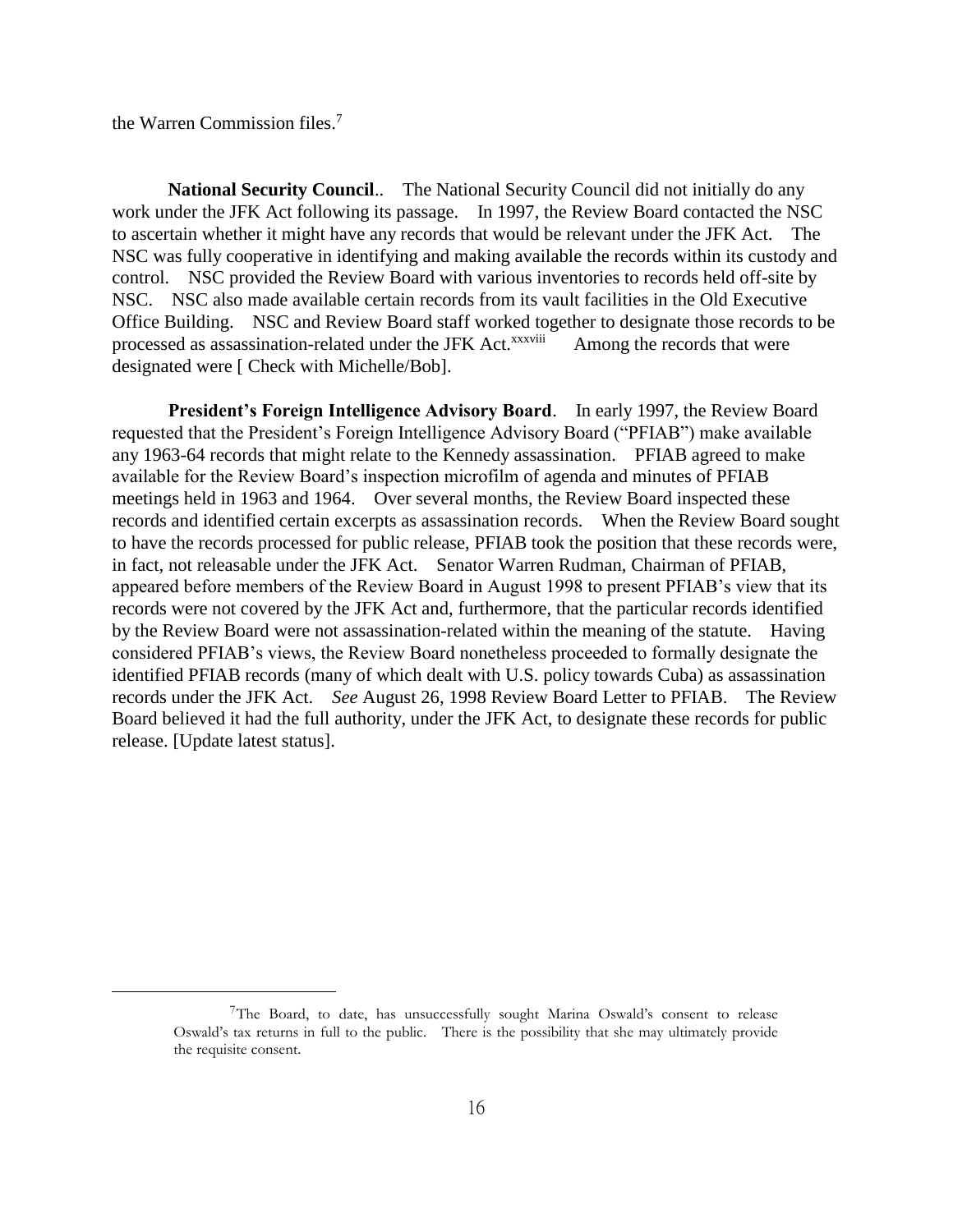the Warren Commission files.[7]

**National Security Council**.. The National Security Council did not initially do any work under the JFK Act following its passage. In 1997, the Review Board contacted the NSC to ascertain whether it might have any records that would be relevant under the JFK Act. The NSC was fully cooperative in identifying and making available the records within its custody and control. NSC provided the Review Board with various inventories to records held off-site by NSC. NSC also made available certain records from its vault facilities in the Old Executive Office Building. NSC and Review Board staff worked together to designate those records to be processed as assassination-related under the JFK Act.[xxxviii] Among the records that were designated were [ Check with Michelle/Bob].

**President's Foreign Intelligence Advisory Board**. In early 1997, the Review Board requested that the President's Foreign Intelligence Advisory Board ("PFIAB") make available any 1963-64 records that might relate to the Kennedy assassination. PFIAB agreed to make available for the Review Board's inspection microfilm of agenda and minutes of PFIAB meetings held in 1963 and 1964. Over several months, the Review Board inspected these records and identified certain excerpts as assassination records. When the Review Board sought to have the records processed for public release, PFIAB took the position that these records were, in fact, not releasable under the JFK Act. Senator Warren Rudman, Chairman of PFIAB, appeared before members of the Review Board in August 1998 to present PFIAB's view that its records were not covered by the JFK Act and, furthermore, that the particular records identified by the Review Board were not assassination-related within the meaning of the statute. Having considered PFIAB's views, the Review Board nonetheless proceeded to formally designate the identified PFIAB records (many of which dealt with U.S. policy towards Cuba) as assassination records under the JFK Act. *See* August 26, 1998 Review Board Letter to PFIAB. The Review Board believed it had the full authority, under the JFK Act, to designate these records for public release. [Update latest status].

---

[7] The Board, to date, has unsuccessfully sought Marina Oswald's consent to release Oswald's tax returns in full to the public. There is the possibility that she may ultimately provide the requisite consent.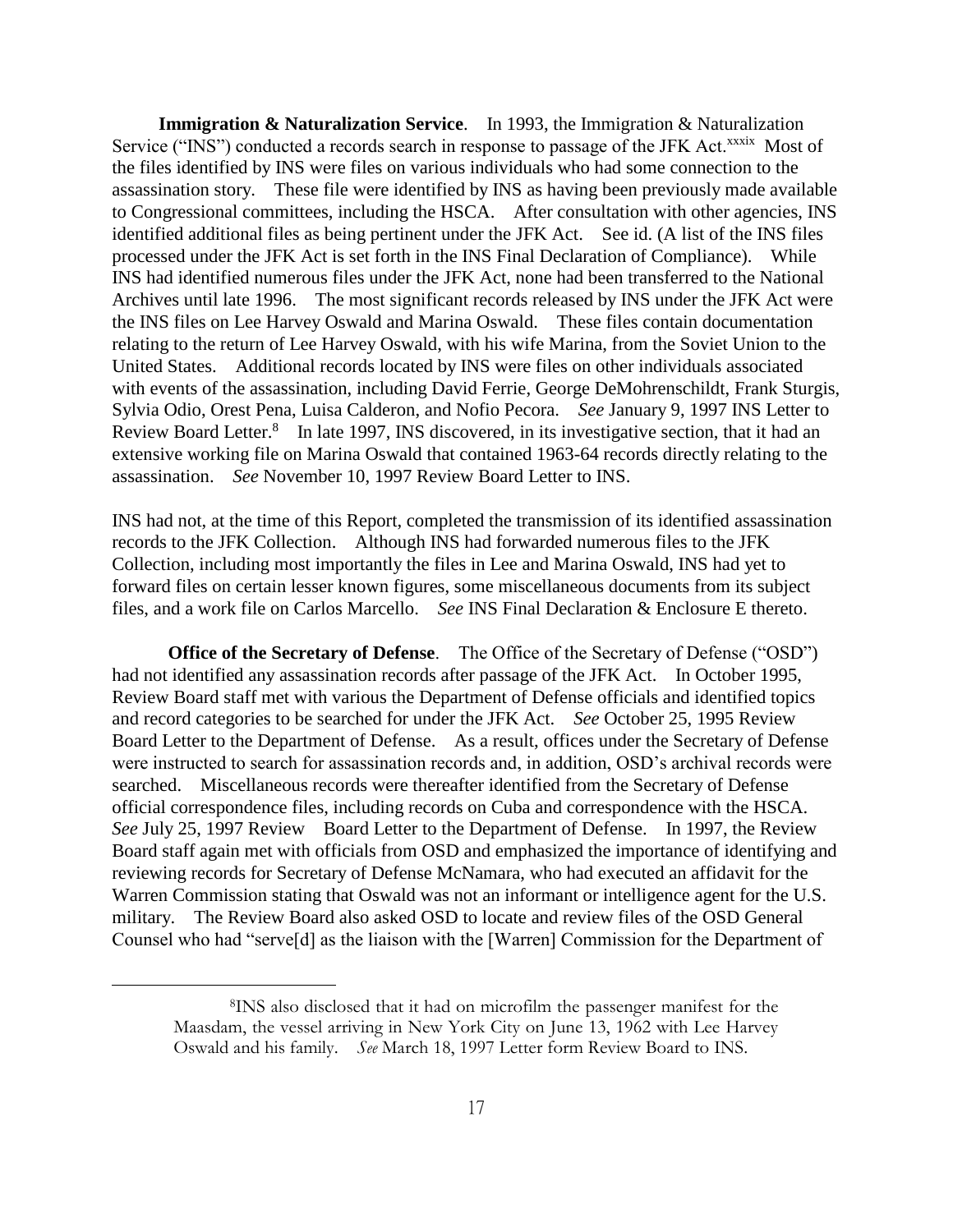**Immigration & Naturalization Service**. In 1993, the Immigration & Naturalization Service ("INS") conducted a records search in response to passage of the JFK Act.[xxxix] Most of the files identified by INS were files on various individuals who had some connection to the assassination story. These file were identified by INS as having been previously made available to Congressional committees, including the HSCA. After consultation with other agencies, INS identified additional files as being pertinent under the JFK Act. See id. (A list of the INS files processed under the JFK Act is set forth in the INS Final Declaration of Compliance). While INS had identified numerous files under the JFK Act, none had been transferred to the National Archives until late 1996. The most significant records released by INS under the JFK Act were the INS files on Lee Harvey Oswald and Marina Oswald. These files contain documentation relating to the return of Lee Harvey Oswald, with his wife Marina, from the Soviet Union to the United States. Additional records located by INS were files on other individuals associated with events of the assassination, including David Ferrie, George DeMohrenschildt, Frank Sturgis, Sylvia Odio, Orest Pena, Luisa Calderon, and Nofio Pecora. *See* January 9, 1997 INS Letter to Review Board Letter.[8] In late 1997, INS discovered, in its investigative section, that it had an extensive working file on Marina Oswald that contained 1963-64 records directly relating to the assassination. *See* November 10, 1997 Review Board Letter to INS.

INS had not, at the time of this Report, completed the transmission of its identified assassination records to the JFK Collection. Although INS had forwarded numerous files to the JFK Collection, including most importantly the files in Lee and Marina Oswald, INS had yet to forward files on certain lesser known figures, some miscellaneous documents from its subject files, and a work file on Carlos Marcello. *See* INS Final Declaration & Enclosure E thereto.

**Office of the Secretary of Defense**. The Office of the Secretary of Defense ("OSD") had not identified any assassination records after passage of the JFK Act. In October 1995, Review Board staff met with various the Department of Defense officials and identified topics and record categories to be searched for under the JFK Act. *See* October 25, 1995 Review Board Letter to the Department of Defense. As a result, offices under the Secretary of Defense were instructed to search for assassination records and, in addition, OSD's archival records were searched. Miscellaneous records were thereafter identified from the Secretary of Defense official correspondence files, including records on Cuba and correspondence with the HSCA. *See* July 25, 1997 Review Board Letter to the Department of Defense. In 1997, the Review Board staff again met with officials from OSD and emphasized the importance of identifying and reviewing records for Secretary of Defense McNamara, who had executed an affidavit for the Warren Commission stating that Oswald was not an informant or intelligence agent for the U.S. military. The Review Board also asked OSD to locate and review files of the OSD General Counsel who had "serve[d] as the liaison with the [Warren] Commission for the Department of

---

[8] INS also disclosed that it had on microfilm the passenger manifest for the Maasdam, the vessel arriving in New York City on June 13, 1962 with Lee Harvey Oswald and his family. *See* March 18, 1997 Letter form Review Board to INS.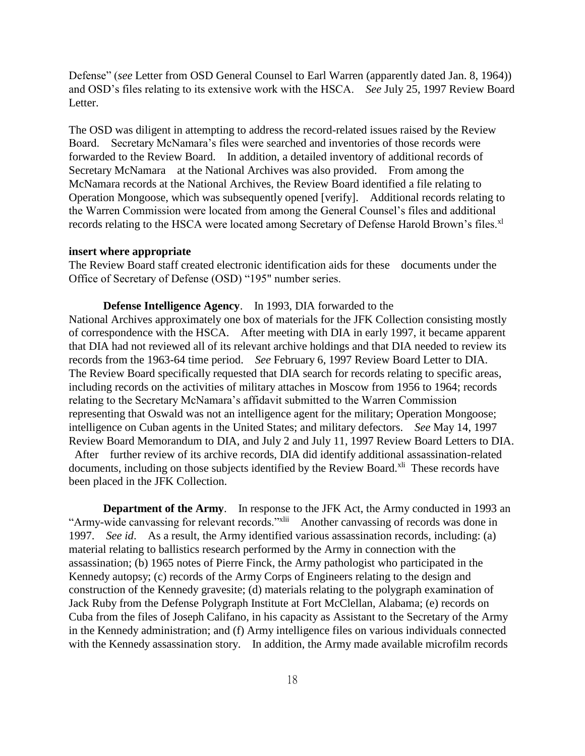Defense" (*see* Letter from OSD General Counsel to Earl Warren (apparently dated Jan. 8, 1964)) and OSD's files relating to its extensive work with the HSCA. *See* July 25, 1997 Review Board Letter.

The OSD was diligent in attempting to address the record-related issues raised by the Review Board. Secretary McNamara's files were searched and inventories of those records were forwarded to the Review Board. In addition, a detailed inventory of additional records of Secretary McNamara at the National Archives was also provided. From among the McNamara records at the National Archives, the Review Board identified a file relating to Operation Mongoose, which was subsequently opened [verify]. Additional records relating to the Warren Commission were located from among the General Counsel's files and additional records relating to the HSCA were located among Secretary of Defense Harold Brown's files.[xl]

**insert where appropriate**
The Review Board staff created electronic identification aids for these documents under the Office of Secretary of Defense (OSD) "195" number series.

**Defense Intelligence Agency**. In 1993, DIA forwarded to the National Archives approximately one box of materials for the JFK Collection consisting mostly of correspondence with the HSCA. After meeting with DIA in early 1997, it became apparent that DIA had not reviewed all of its relevant archive holdings and that DIA needed to review its records from the 1963-64 time period. *See* February 6, 1997 Review Board Letter to DIA. The Review Board specifically requested that DIA search for records relating to specific areas, including records on the activities of military attaches in Moscow from 1956 to 1964; records relating to the Secretary McNamara's affidavit submitted to the Warren Commission representing that Oswald was not an intelligence agent for the military; Operation Mongoose; intelligence on Cuban agents in the United States; and military defectors. *See* May 14, 1997 Review Board Memorandum to DIA, and July 2 and July 11, 1997 Review Board Letters to DIA. After further review of its archive records, DIA did identify additional assassination-related documents, including on those subjects identified by the Review Board.[xli] These records have been placed in the JFK Collection.

**Department of the Army**. In response to the JFK Act, the Army conducted in 1993 an "Army-wide canvassing for relevant records."[xlii] Another canvassing of records was done in 1997. *See id*. As a result, the Army identified various assassination records, including: (a) material relating to ballistics research performed by the Army in connection with the assassination; (b) 1965 notes of Pierre Finck, the Army pathologist who participated in the Kennedy autopsy; (c) records of the Army Corps of Engineers relating to the design and construction of the Kennedy gravesite; (d) materials relating to the polygraph examination of Jack Ruby from the Defense Polygraph Institute at Fort McClellan, Alabama; (e) records on Cuba from the files of Joseph Califano, in his capacity as Assistant to the Secretary of the Army in the Kennedy administration; and (f) Army intelligence files on various individuals connected with the Kennedy assassination story. In addition, the Army made available microfilm records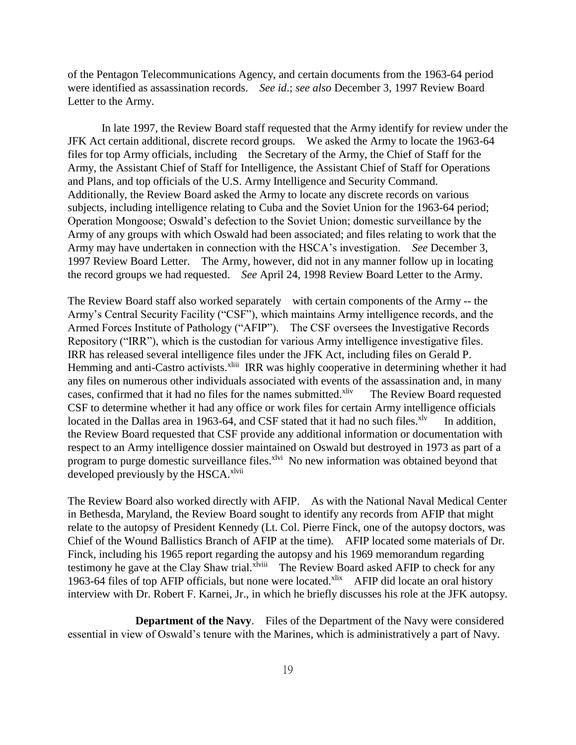of the Pentagon Telecommunications Agency, and certain documents from the 1963-64 period were identified as assassination records. *See id*.; *see also* December 3, 1997 Review Board Letter to the Army.

In late 1997, the Review Board staff requested that the Army identify for review under the JFK Act certain additional, discrete record groups. We asked the Army to locate the 1963-64 files for top Army officials, including the Secretary of the Army, the Chief of Staff for the Army, the Assistant Chief of Staff for Intelligence, the Assistant Chief of Staff for Operations and Plans, and top officials of the U.S. Army Intelligence and Security Command. Additionally, the Review Board asked the Army to locate any discrete records on various subjects, including intelligence relating to Cuba and the Soviet Union for the 1963-64 period; Operation Mongoose; Oswald's defection to the Soviet Union; domestic surveillance by the Army of any groups with which Oswald had been associated; and files relating to work that the Army may have undertaken in connection with the HSCA's investigation. *See* December 3, 1997 Review Board Letter. The Army, however, did not in any manner follow up in locating the record groups we had requested. *See* April 24, 1998 Review Board Letter to the Army.

The Review Board staff also worked separately with certain components of the Army -- the Army's Central Security Facility ("CSF"), which maintains Army intelligence records, and the Armed Forces Institute of Pathology ("AFIP"). The CSF oversees the Investigative Records Repository ("IRR"), which is the custodian for various Army intelligence investigative files. IRR has released several intelligence files under the JFK Act, including files on Gerald P. Hemming and anti-Castro activists.[xliii] IRR was highly cooperative in determining whether it had any files on numerous other individuals associated with events of the assassination and, in many cases, confirmed that it had no files for the names submitted.[xliv] The Review Board requested CSF to determine whether it had any office or work files for certain Army intelligence officials located in the Dallas area in 1963-64, and CSF stated that it had no such files.[xlv] In addition, the Review Board requested that CSF provide any additional information or documentation with respect to an Army intelligence dossier maintained on Oswald but destroyed in 1973 as part of a program to purge domestic surveillance files.[xlvi] No new information was obtained beyond that developed previously by the HSCA.[xlvii]

The Review Board also worked directly with AFIP. As with the National Naval Medical Center in Bethesda, Maryland, the Review Board sought to identify any records from AFIP that might relate to the autopsy of President Kennedy (Lt. Col. Pierre Finck, one of the autopsy doctors, was Chief of the Wound Ballistics Branch of AFIP at the time). AFIP located some materials of Dr. Finck, including his 1965 report regarding the autopsy and his 1969 memorandum regarding testimony he gave at the Clay Shaw trial.[xlviii] The Review Board asked AFIP to check for any 1963-64 files of top AFIP officials, but none were located.[xlix] AFIP did locate an oral history interview with Dr. Robert F. Karnei, Jr., in which he briefly discusses his role at the JFK autopsy.

**Department of the Navy**. Files of the Department of the Navy were considered essential in view of Oswald's tenure with the Marines, which is administratively a part of Navy.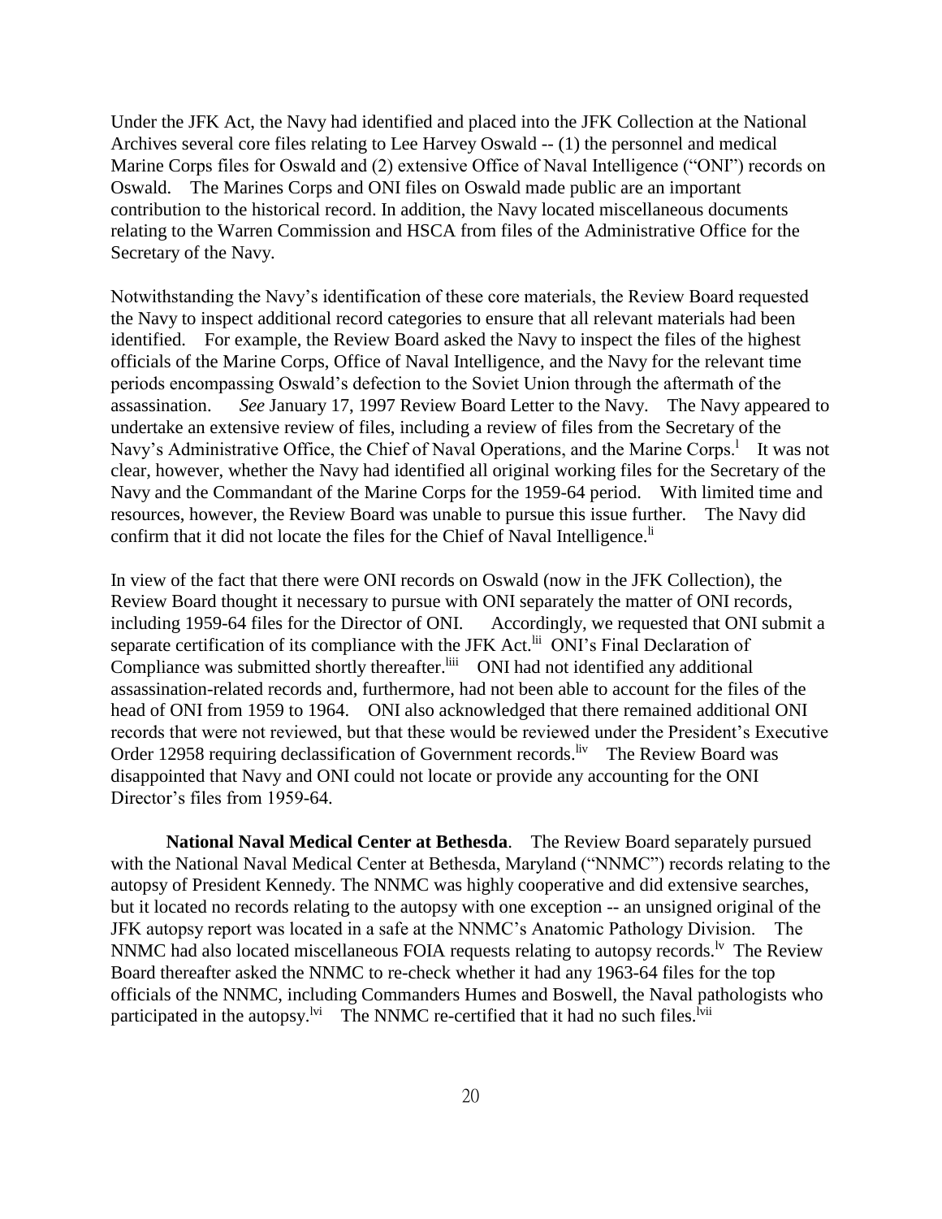Under the JFK Act, the Navy had identified and placed into the JFK Collection at the National Archives several core files relating to Lee Harvey Oswald -- (1) the personnel and medical Marine Corps files for Oswald and (2) extensive Office of Naval Intelligence ("ONI") records on Oswald. The Marines Corps and ONI files on Oswald made public are an important contribution to the historical record. In addition, the Navy located miscellaneous documents relating to the Warren Commission and HSCA from files of the Administrative Office for the Secretary of the Navy.

Notwithstanding the Navy's identification of these core materials, the Review Board requested the Navy to inspect additional record categories to ensure that all relevant materials had been identified. For example, the Review Board asked the Navy to inspect the files of the highest officials of the Marine Corps, Office of Naval Intelligence, and the Navy for the relevant time periods encompassing Oswald's defection to the Soviet Union through the aftermath of the assassination. *See* January 17, 1997 Review Board Letter to the Navy. The Navy appeared to undertake an extensive review of files, including a review of files from the Secretary of the Navy's Administrative Office, the Chief of Naval Operations, and the Marine Corps.[l] It was not clear, however, whether the Navy had identified all original working files for the Secretary of the Navy and the Commandant of the Marine Corps for the 1959-64 period. With limited time and resources, however, the Review Board was unable to pursue this issue further. The Navy did confirm that it did not locate the files for the Chief of Naval Intelligence.[li]

In view of the fact that there were ONI records on Oswald (now in the JFK Collection), the Review Board thought it necessary to pursue with ONI separately the matter of ONI records, including 1959-64 files for the Director of ONI. Accordingly, we requested that ONI submit a separate certification of its compliance with the JFK Act.[lii] ONI's Final Declaration of Compliance was submitted shortly thereafter.[liii] ONI had not identified any additional assassination-related records and, furthermore, had not been able to account for the files of the head of ONI from 1959 to 1964. ONI also acknowledged that there remained additional ONI records that were not reviewed, but that these would be reviewed under the President's Executive Order 12958 requiring declassification of Government records.[liv] The Review Board was disappointed that Navy and ONI could not locate or provide any accounting for the ONI Director's files from 1959-64.

**National Naval Medical Center at Bethesda**. The Review Board separately pursued with the National Naval Medical Center at Bethesda, Maryland ("NNMC") records relating to the autopsy of President Kennedy. The NNMC was highly cooperative and did extensive searches, but it located no records relating to the autopsy with one exception -- an unsigned original of the JFK autopsy report was located in a safe at the NNMC's Anatomic Pathology Division. The NNMC had also located miscellaneous FOIA requests relating to autopsy records.[lv] The Review Board thereafter asked the NNMC to re-check whether it had any 1963-64 files for the top officials of the NNMC, including Commanders Humes and Boswell, the Naval pathologists who participated in the autopsy.[lvi] The NNMC re-certified that it had no such files.[lvii]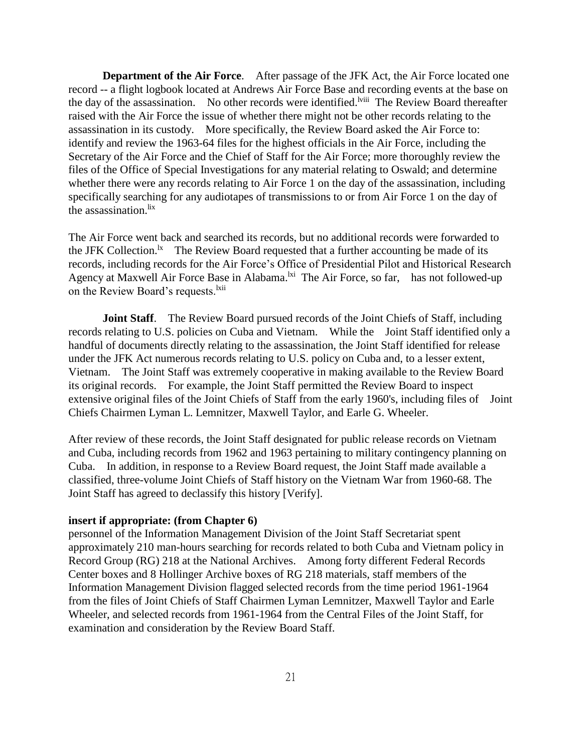**Department of the Air Force**. After passage of the JFK Act, the Air Force located one record -- a flight logbook located at Andrews Air Force Base and recording events at the base on the day of the assassination. No other records were identified.[lviii] The Review Board thereafter raised with the Air Force the issue of whether there might not be other records relating to the assassination in its custody. More specifically, the Review Board asked the Air Force to: identify and review the 1963-64 files for the highest officials in the Air Force, including the Secretary of the Air Force and the Chief of Staff for the Air Force; more thoroughly review the files of the Office of Special Investigations for any material relating to Oswald; and determine whether there were any records relating to Air Force 1 on the day of the assassination, including specifically searching for any audiotapes of transmissions to or from Air Force 1 on the day of the assassination.[lix]

The Air Force went back and searched its records, but no additional records were forwarded to the JFK Collection.[lx] The Review Board requested that a further accounting be made of its records, including records for the Air Force's Office of Presidential Pilot and Historical Research Agency at Maxwell Air Force Base in Alabama.[lxi] The Air Force, so far, has not followed-up on the Review Board's requests.[lxii]

**Joint Staff**. The Review Board pursued records of the Joint Chiefs of Staff, including records relating to U.S. policies on Cuba and Vietnam. While the Joint Staff identified only a handful of documents directly relating to the assassination, the Joint Staff identified for release under the JFK Act numerous records relating to U.S. policy on Cuba and, to a lesser extent, Vietnam. The Joint Staff was extremely cooperative in making available to the Review Board its original records. For example, the Joint Staff permitted the Review Board to inspect extensive original files of the Joint Chiefs of Staff from the early 1960's, including files of Joint Chiefs Chairmen Lyman L. Lemnitzer, Maxwell Taylor, and Earle G. Wheeler.

After review of these records, the Joint Staff designated for public release records on Vietnam and Cuba, including records from 1962 and 1963 pertaining to military contingency planning on Cuba. In addition, in response to a Review Board request, the Joint Staff made available a classified, three-volume Joint Chiefs of Staff history on the Vietnam War from 1960-68. The Joint Staff has agreed to declassify this history [Verify].

**insert if appropriate: (from Chapter 6)**
personnel of the Information Management Division of the Joint Staff Secretariat spent approximately 210 man-hours searching for records related to both Cuba and Vietnam policy in Record Group (RG) 218 at the National Archives. Among forty different Federal Records Center boxes and 8 Hollinger Archive boxes of RG 218 materials, staff members of the Information Management Division flagged selected records from the time period 1961-1964 from the files of Joint Chiefs of Staff Chairmen Lyman Lemnitzer, Maxwell Taylor and Earle Wheeler, and selected records from 1961-1964 from the Central Files of the Joint Staff, for examination and consideration by the Review Board Staff.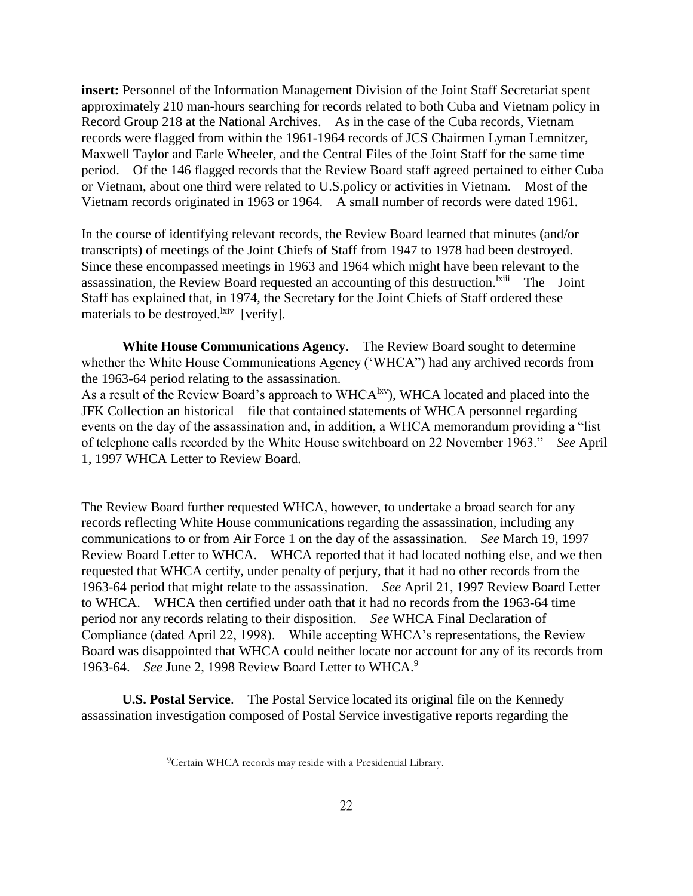**insert:** Personnel of the Information Management Division of the Joint Staff Secretariat spent approximately 210 man-hours searching for records related to both Cuba and Vietnam policy in Record Group 218 at the National Archives. As in the case of the Cuba records, Vietnam records were flagged from within the 1961-1964 records of JCS Chairmen Lyman Lemnitzer, Maxwell Taylor and Earle Wheeler, and the Central Files of the Joint Staff for the same time period. Of the 146 flagged records that the Review Board staff agreed pertained to either Cuba or Vietnam, about one third were related to U.S.policy or activities in Vietnam. Most of the Vietnam records originated in 1963 or 1964. A small number of records were dated 1961.

In the course of identifying relevant records, the Review Board learned that minutes (and/or transcripts) of meetings of the Joint Chiefs of Staff from 1947 to 1978 had been destroyed. Since these encompassed meetings in 1963 and 1964 which might have been relevant to the assassination, the Review Board requested an accounting of this destruction.[lxiii] The Joint Staff has explained that, in 1974, the Secretary for the Joint Chiefs of Staff ordered these materials to be destroyed.[lxiv] [verify].

**White House Communications Agency**. The Review Board sought to determine whether the White House Communications Agency ('WHCA") had any archived records from the 1963-64 period relating to the assassination.
As a result of the Review Board's approach to WHCA[lxv]), WHCA located and placed into the JFK Collection an historical file that contained statements of WHCA personnel regarding events on the day of the assassination and, in addition, a WHCA memorandum providing a "list of telephone calls recorded by the White House switchboard on 22 November 1963." *See* April 1, 1997 WHCA Letter to Review Board.

The Review Board further requested WHCA, however, to undertake a broad search for any records reflecting White House communications regarding the assassination, including any communications to or from Air Force 1 on the day of the assassination. *See* March 19, 1997 Review Board Letter to WHCA. WHCA reported that it had located nothing else, and we then requested that WHCA certify, under penalty of perjury, that it had no other records from the 1963-64 period that might relate to the assassination. *See* April 21, 1997 Review Board Letter to WHCA. WHCA then certified under oath that it had no records from the 1963-64 time period nor any records relating to their disposition. *See* WHCA Final Declaration of Compliance (dated April 22, 1998). While accepting WHCA's representations, the Review Board was disappointed that WHCA could neither locate nor account for any of its records from 1963-64. *See* June 2, 1998 Review Board Letter to WHCA.[9]

**U.S. Postal Service**. The Postal Service located its original file on the Kennedy assassination investigation composed of Postal Service investigative reports regarding the

---

[9]Certain WHCA records may reside with a Presidential Library.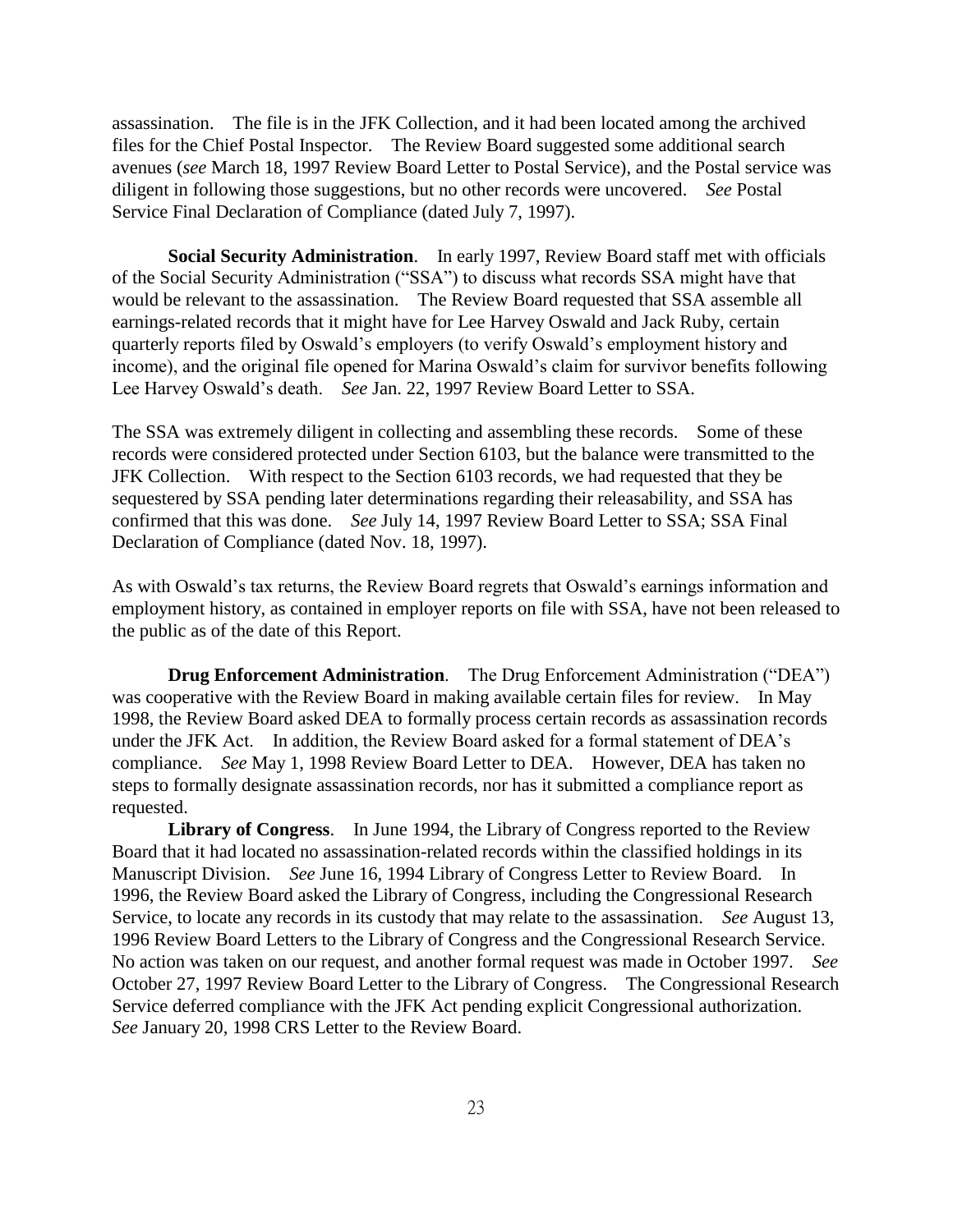assassination. The file is in the JFK Collection, and it had been located among the archived files for the Chief Postal Inspector. The Review Board suggested some additional search avenues (*see* March 18, 1997 Review Board Letter to Postal Service), and the Postal service was diligent in following those suggestions, but no other records were uncovered. *See* Postal Service Final Declaration of Compliance (dated July 7, 1997).

**Social Security Administration**. In early 1997, Review Board staff met with officials of the Social Security Administration ("SSA") to discuss what records SSA might have that would be relevant to the assassination. The Review Board requested that SSA assemble all earnings-related records that it might have for Lee Harvey Oswald and Jack Ruby, certain quarterly reports filed by Oswald's employers (to verify Oswald's employment history and income), and the original file opened for Marina Oswald's claim for survivor benefits following Lee Harvey Oswald's death. *See* Jan. 22, 1997 Review Board Letter to SSA.

The SSA was extremely diligent in collecting and assembling these records. Some of these records were considered protected under Section 6103, but the balance were transmitted to the JFK Collection. With respect to the Section 6103 records, we had requested that they be sequestered by SSA pending later determinations regarding their releasability, and SSA has confirmed that this was done. *See* July 14, 1997 Review Board Letter to SSA; SSA Final Declaration of Compliance (dated Nov. 18, 1997).

As with Oswald's tax returns, the Review Board regrets that Oswald's earnings information and employment history, as contained in employer reports on file with SSA, have not been released to the public as of the date of this Report.

**Drug Enforcement Administration**. The Drug Enforcement Administration ("DEA") was cooperative with the Review Board in making available certain files for review. In May 1998, the Review Board asked DEA to formally process certain records as assassination records under the JFK Act. In addition, the Review Board asked for a formal statement of DEA's compliance. *See* May 1, 1998 Review Board Letter to DEA. However, DEA has taken no steps to formally designate assassination records, nor has it submitted a compliance report as requested.

**Library of Congress**. In June 1994, the Library of Congress reported to the Review Board that it had located no assassination-related records within the classified holdings in its Manuscript Division. *See* June 16, 1994 Library of Congress Letter to Review Board. In 1996, the Review Board asked the Library of Congress, including the Congressional Research Service, to locate any records in its custody that may relate to the assassination. *See* August 13, 1996 Review Board Letters to the Library of Congress and the Congressional Research Service. No action was taken on our request, and another formal request was made in October 1997. *See* October 27, 1997 Review Board Letter to the Library of Congress. The Congressional Research Service deferred compliance with the JFK Act pending explicit Congressional authorization. *See* January 20, 1998 CRS Letter to the Review Board.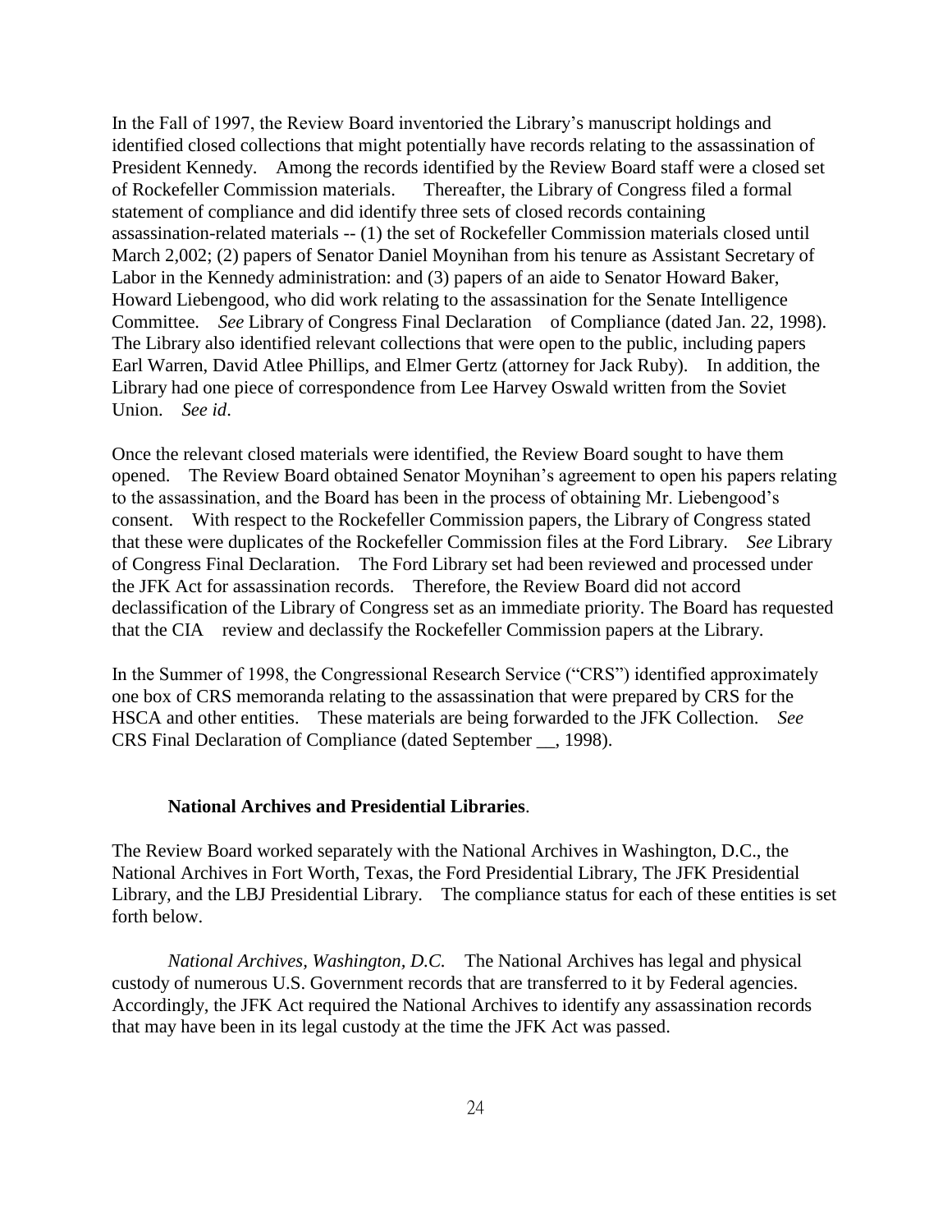In the Fall of 1997, the Review Board inventoried the Library's manuscript holdings and identified closed collections that might potentially have records relating to the assassination of President Kennedy. Among the records identified by the Review Board staff were a closed set of Rockefeller Commission materials. Thereafter, the Library of Congress filed a formal statement of compliance and did identify three sets of closed records containing assassination-related materials -- (1) the set of Rockefeller Commission materials closed until March 2,002; (2) papers of Senator Daniel Moynihan from his tenure as Assistant Secretary of Labor in the Kennedy administration: and (3) papers of an aide to Senator Howard Baker, Howard Liebengood, who did work relating to the assassination for the Senate Intelligence Committee. *See* Library of Congress Final Declaration of Compliance (dated Jan. 22, 1998). The Library also identified relevant collections that were open to the public, including papers Earl Warren, David Atlee Phillips, and Elmer Gertz (attorney for Jack Ruby). In addition, the Library had one piece of correspondence from Lee Harvey Oswald written from the Soviet Union. *See id*.

Once the relevant closed materials were identified, the Review Board sought to have them opened. The Review Board obtained Senator Moynihan's agreement to open his papers relating to the assassination, and the Board has been in the process of obtaining Mr. Liebengood's consent. With respect to the Rockefeller Commission papers, the Library of Congress stated that these were duplicates of the Rockefeller Commission files at the Ford Library. *See* Library of Congress Final Declaration. The Ford Library set had been reviewed and processed under the JFK Act for assassination records. Therefore, the Review Board did not accord declassification of the Library of Congress set as an immediate priority. The Board has requested that the CIA review and declassify the Rockefeller Commission papers at the Library.

In the Summer of 1998, the Congressional Research Service ("CRS") identified approximately one box of CRS memoranda relating to the assassination that were prepared by CRS for the HSCA and other entities. These materials are being forwarded to the JFK Collection. *See* CRS Final Declaration of Compliance (dated September __, 1998).

**National Archives and Presidential Libraries**.

The Review Board worked separately with the National Archives in Washington, D.C., the National Archives in Fort Worth, Texas, the Ford Presidential Library, The JFK Presidential Library, and the LBJ Presidential Library. The compliance status for each of these entities is set forth below.

*National Archives, Washington, D.C.* The National Archives has legal and physical custody of numerous U.S. Government records that are transferred to it by Federal agencies. Accordingly, the JFK Act required the National Archives to identify any assassination records that may have been in its legal custody at the time the JFK Act was passed.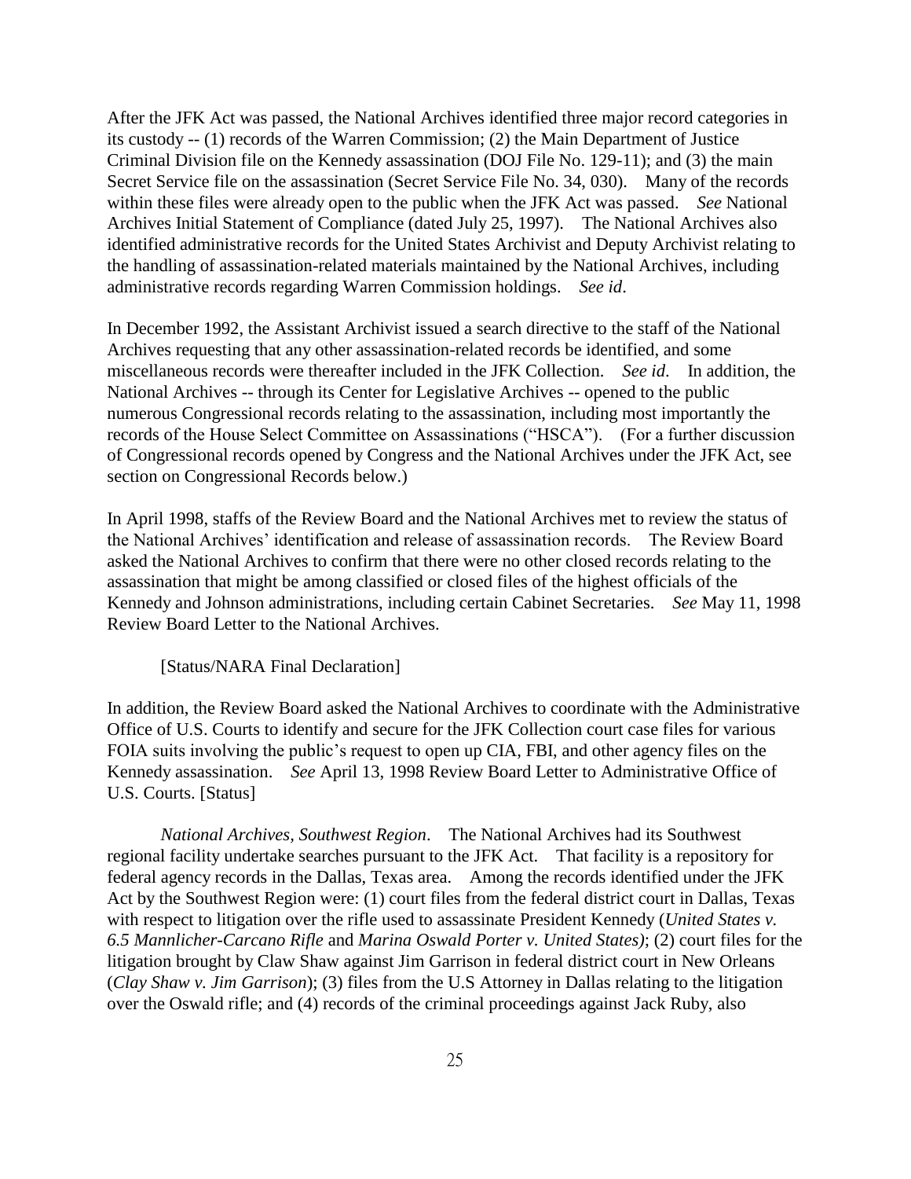After the JFK Act was passed, the National Archives identified three major record categories in its custody -- (1) records of the Warren Commission; (2) the Main Department of Justice Criminal Division file on the Kennedy assassination (DOJ File No. 129-11); and (3) the main Secret Service file on the assassination (Secret Service File No. 34, 030). Many of the records within these files were already open to the public when the JFK Act was passed. *See* National Archives Initial Statement of Compliance (dated July 25, 1997). The National Archives also identified administrative records for the United States Archivist and Deputy Archivist relating to the handling of assassination-related materials maintained by the National Archives, including administrative records regarding Warren Commission holdings. *See id*.

In December 1992, the Assistant Archivist issued a search directive to the staff of the National Archives requesting that any other assassination-related records be identified, and some miscellaneous records were thereafter included in the JFK Collection. *See id*. In addition, the National Archives -- through its Center for Legislative Archives -- opened to the public numerous Congressional records relating to the assassination, including most importantly the records of the House Select Committee on Assassinations ("HSCA"). (For a further discussion of Congressional records opened by Congress and the National Archives under the JFK Act, see section on Congressional Records below.)

In April 1998, staffs of the Review Board and the National Archives met to review the status of the National Archives' identification and release of assassination records. The Review Board asked the National Archives to confirm that there were no other closed records relating to the assassination that might be among classified or closed files of the highest officials of the Kennedy and Johnson administrations, including certain Cabinet Secretaries. *See* May 11, 1998 Review Board Letter to the National Archives.

[Status/NARA Final Declaration]

In addition, the Review Board asked the National Archives to coordinate with the Administrative Office of U.S. Courts to identify and secure for the JFK Collection court case files for various FOIA suits involving the public's request to open up CIA, FBI, and other agency files on the Kennedy assassination. *See* April 13, 1998 Review Board Letter to Administrative Office of U.S. Courts. [Status]

*National Archives, Southwest Region*. The National Archives had its Southwest regional facility undertake searches pursuant to the JFK Act. That facility is a repository for federal agency records in the Dallas, Texas area. Among the records identified under the JFK Act by the Southwest Region were: (1) court files from the federal district court in Dallas, Texas with respect to litigation over the rifle used to assassinate President Kennedy (*United States v. 6.5 Mannlicher-Carcano Rifle* and *Marina Oswald Porter v. United States)*; (2) court files for the litigation brought by Claw Shaw against Jim Garrison in federal district court in New Orleans (*Clay Shaw v. Jim Garrison*); (3) files from the U.S Attorney in Dallas relating to the litigation over the Oswald rifle; and (4) records of the criminal proceedings against Jack Ruby, also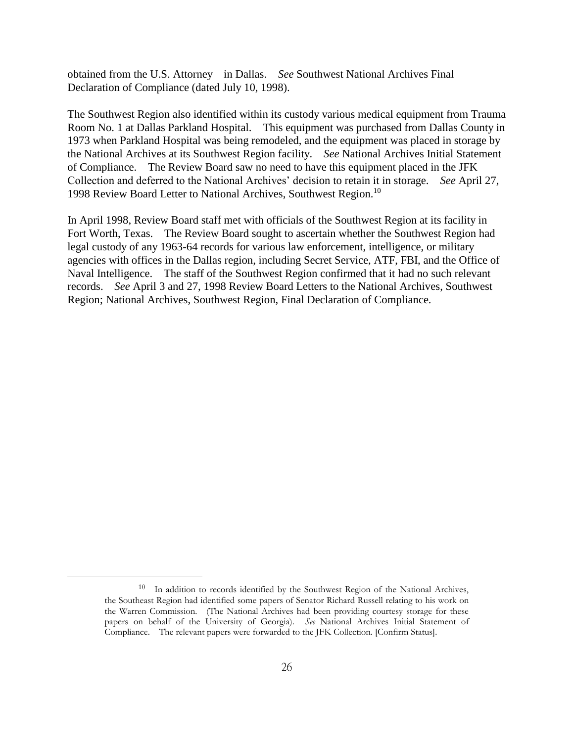obtained from the U.S. Attorney in Dallas. *See* Southwest National Archives Final Declaration of Compliance (dated July 10, 1998).

The Southwest Region also identified within its custody various medical equipment from Trauma Room No. 1 at Dallas Parkland Hospital. This equipment was purchased from Dallas County in 1973 when Parkland Hospital was being remodeled, and the equipment was placed in storage by the National Archives at its Southwest Region facility. *See* National Archives Initial Statement of Compliance. The Review Board saw no need to have this equipment placed in the JFK Collection and deferred to the National Archives' decision to retain it in storage. *See* April 27, 1998 Review Board Letter to National Archives, Southwest Region.[10]

In April 1998, Review Board staff met with officials of the Southwest Region at its facility in Fort Worth, Texas. The Review Board sought to ascertain whether the Southwest Region had legal custody of any 1963-64 records for various law enforcement, intelligence, or military agencies with offices in the Dallas region, including Secret Service, ATF, FBI, and the Office of Naval Intelligence. The staff of the Southwest Region confirmed that it had no such relevant records. *See* April 3 and 27, 1998 Review Board Letters to the National Archives, Southwest Region; National Archives, Southwest Region, Final Declaration of Compliance.

---

[10] In addition to records identified by the Southwest Region of the National Archives, the Southeast Region had identified some papers of Senator Richard Russell relating to his work on the Warren Commission. (The National Archives had been providing courtesy storage for these papers on behalf of the University of Georgia). *See* National Archives Initial Statement of Compliance. The relevant papers were forwarded to the JFK Collection. [Confirm Status].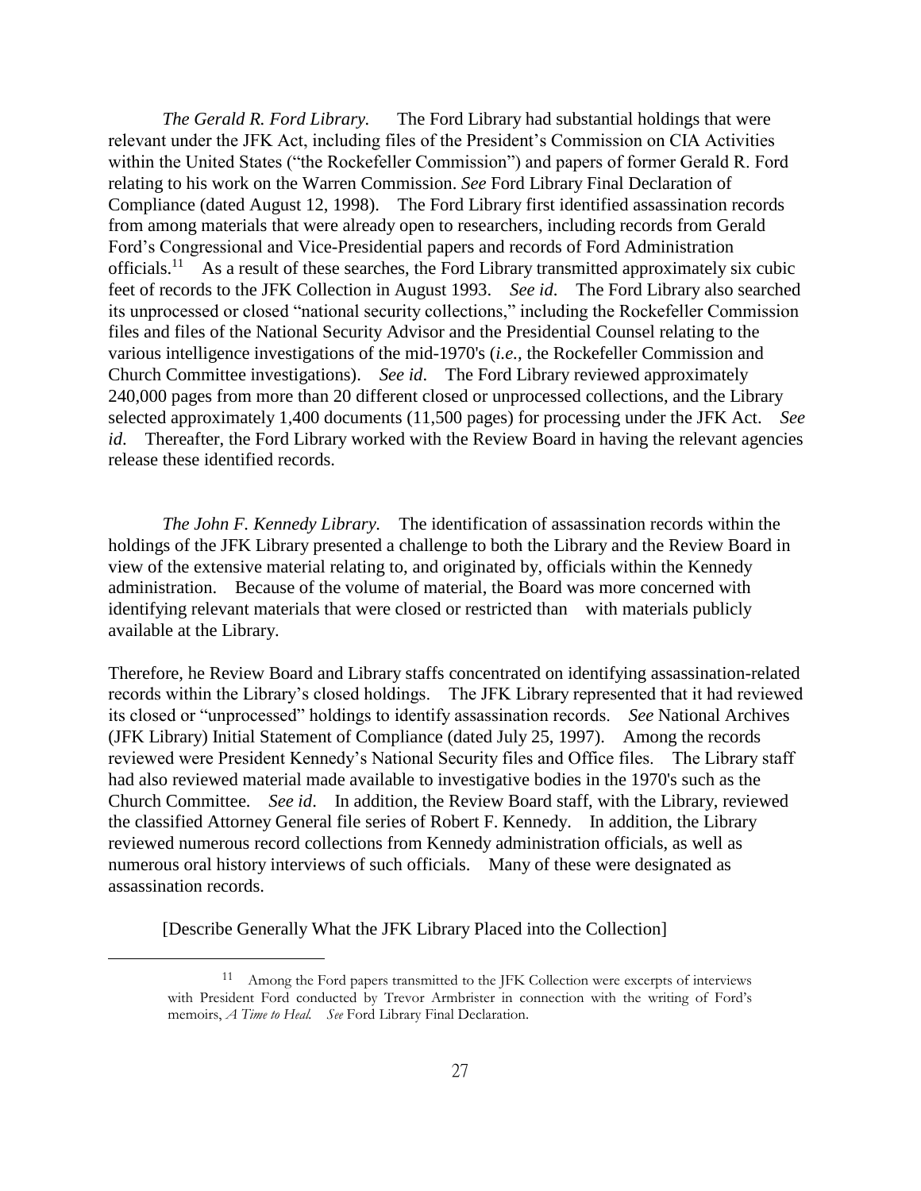*The Gerald R. Ford Library.* The Ford Library had substantial holdings that were relevant under the JFK Act, including files of the President's Commission on CIA Activities within the United States ("the Rockefeller Commission") and papers of former Gerald R. Ford relating to his work on the Warren Commission. *See* Ford Library Final Declaration of Compliance (dated August 12, 1998). The Ford Library first identified assassination records from among materials that were already open to researchers, including records from Gerald Ford's Congressional and Vice-Presidential papers and records of Ford Administration officials.[11] As a result of these searches, the Ford Library transmitted approximately six cubic feet of records to the JFK Collection in August 1993. *See id.* The Ford Library also searched its unprocessed or closed "national security collections," including the Rockefeller Commission files and files of the National Security Advisor and the Presidential Counsel relating to the various intelligence investigations of the mid-1970's (*i.e.,* the Rockefeller Commission and Church Committee investigations). *See id*. The Ford Library reviewed approximately 240,000 pages from more than 20 different closed or unprocessed collections, and the Library selected approximately 1,400 documents (11,500 pages) for processing under the JFK Act. *See id*. Thereafter, the Ford Library worked with the Review Board in having the relevant agencies release these identified records.

*The John F. Kennedy Library.* The identification of assassination records within the holdings of the JFK Library presented a challenge to both the Library and the Review Board in view of the extensive material relating to, and originated by, officials within the Kennedy administration. Because of the volume of material, the Board was more concerned with identifying relevant materials that were closed or restricted than with materials publicly available at the Library.

Therefore, he Review Board and Library staffs concentrated on identifying assassination-related records within the Library's closed holdings. The JFK Library represented that it had reviewed its closed or "unprocessed" holdings to identify assassination records. *See* National Archives (JFK Library) Initial Statement of Compliance (dated July 25, 1997). Among the records reviewed were President Kennedy's National Security files and Office files. The Library staff had also reviewed material made available to investigative bodies in the 1970's such as the Church Committee. *See id*. In addition, the Review Board staff, with the Library, reviewed the classified Attorney General file series of Robert F. Kennedy. In addition, the Library reviewed numerous record collections from Kennedy administration officials, as well as numerous oral history interviews of such officials. Many of these were designated as assassination records.

[Describe Generally What the JFK Library Placed into the Collection]

[11] Among the Ford papers transmitted to the JFK Collection were excerpts of interviews with President Ford conducted by Trevor Armbrister in connection with the writing of Ford's memoirs, *A Time to Heal*. *See* Ford Library Final Declaration.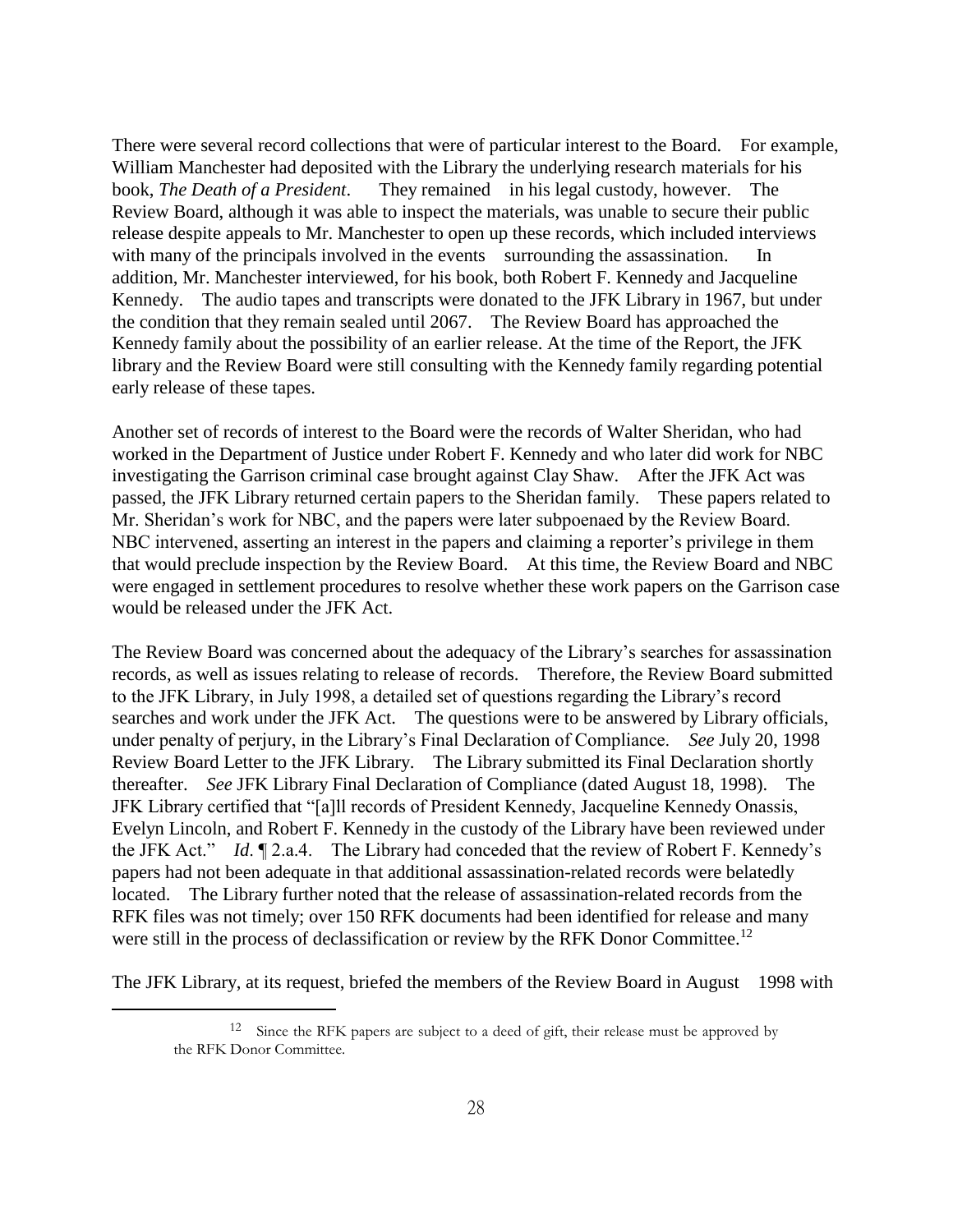There were several record collections that were of particular interest to the Board. For example, William Manchester had deposited with the Library the underlying research materials for his book, *The Death of a President*. They remained in his legal custody, however. The Review Board, although it was able to inspect the materials, was unable to secure their public release despite appeals to Mr. Manchester to open up these records, which included interviews with many of the principals involved in the events surrounding the assassination. In addition, Mr. Manchester interviewed, for his book, both Robert F. Kennedy and Jacqueline Kennedy. The audio tapes and transcripts were donated to the JFK Library in 1967, but under the condition that they remain sealed until 2067. The Review Board has approached the Kennedy family about the possibility of an earlier release. At the time of the Report, the JFK library and the Review Board were still consulting with the Kennedy family regarding potential early release of these tapes.

Another set of records of interest to the Board were the records of Walter Sheridan, who had worked in the Department of Justice under Robert F. Kennedy and who later did work for NBC investigating the Garrison criminal case brought against Clay Shaw. After the JFK Act was passed, the JFK Library returned certain papers to the Sheridan family. These papers related to Mr. Sheridan's work for NBC, and the papers were later subpoenaed by the Review Board. NBC intervened, asserting an interest in the papers and claiming a reporter's privilege in them that would preclude inspection by the Review Board. At this time, the Review Board and NBC were engaged in settlement procedures to resolve whether these work papers on the Garrison case would be released under the JFK Act.

The Review Board was concerned about the adequacy of the Library's searches for assassination records, as well as issues relating to release of records. Therefore, the Review Board submitted to the JFK Library, in July 1998, a detailed set of questions regarding the Library's record searches and work under the JFK Act. The questions were to be answered by Library officials, under penalty of perjury, in the Library's Final Declaration of Compliance. *See* July 20, 1998 Review Board Letter to the JFK Library. The Library submitted its Final Declaration shortly thereafter. *See* JFK Library Final Declaration of Compliance (dated August 18, 1998). The JFK Library certified that "[a]ll records of President Kennedy, Jacqueline Kennedy Onassis, Evelyn Lincoln, and Robert F. Kennedy in the custody of the Library have been reviewed under the JFK Act." *Id*. ¶ 2.a.4. The Library had conceded that the review of Robert F. Kennedy's papers had not been adequate in that additional assassination-related records were belatedly located. The Library further noted that the release of assassination-related records from the RFK files was not timely; over 150 RFK documents had been identified for release and many were still in the process of declassification or review by the RFK Donor Committee.[12]

The JFK Library, at its request, briefed the members of the Review Board in August 1998 with

[12] Since the RFK papers are subject to a deed of gift, their release must be approved by the RFK Donor Committee.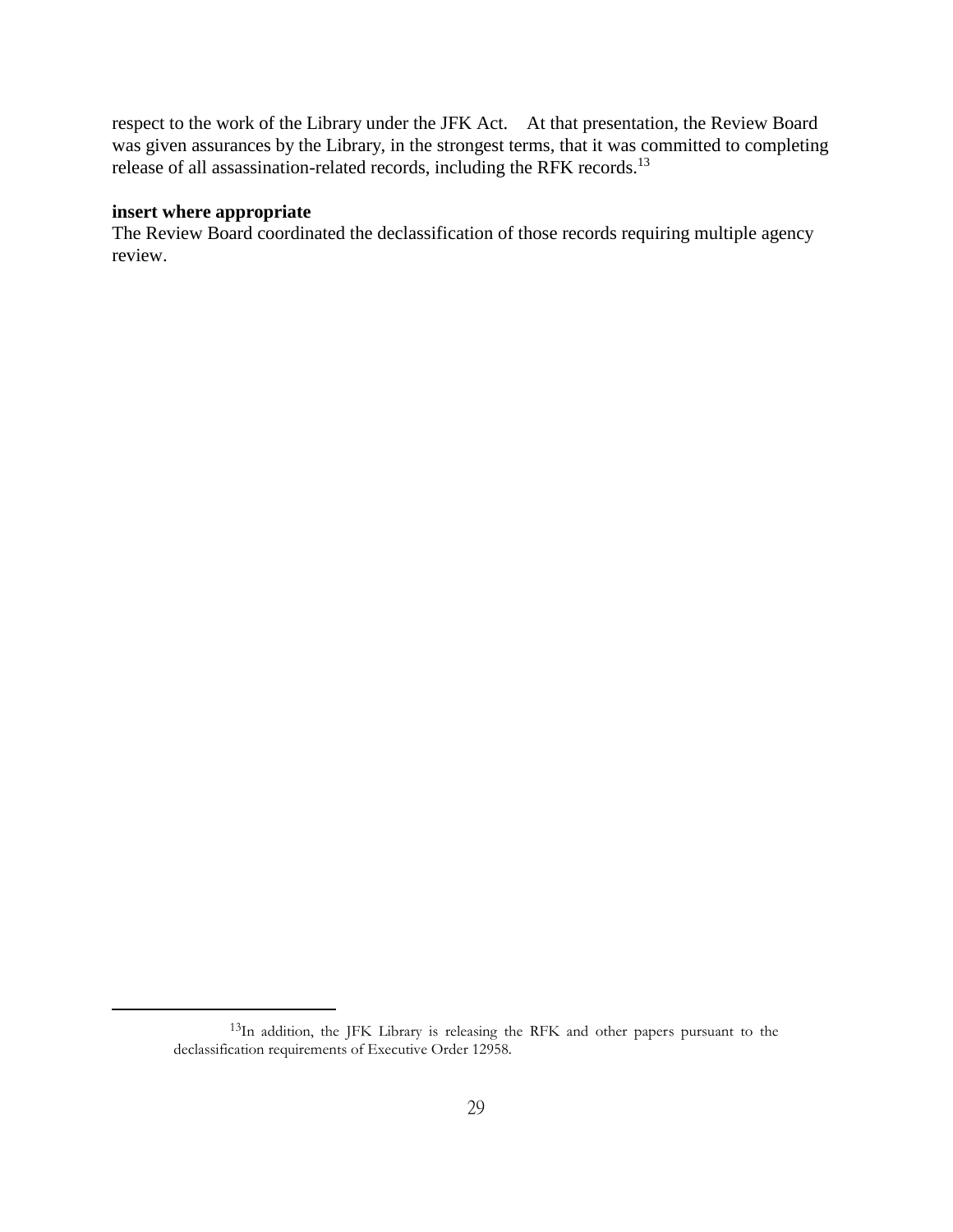respect to the work of the Library under the JFK Act. At that presentation, the Review Board was given assurances by the Library, in the strongest terms, that it was committed to completing release of all assassination-related records, including the RFK records.[13]

**insert where appropriate**

The Review Board coordinated the declassification of those records requiring multiple agency review.

---

[13]In addition, the JFK Library is releasing the RFK and other papers pursuant to the declassification requirements of Executive Order 12958.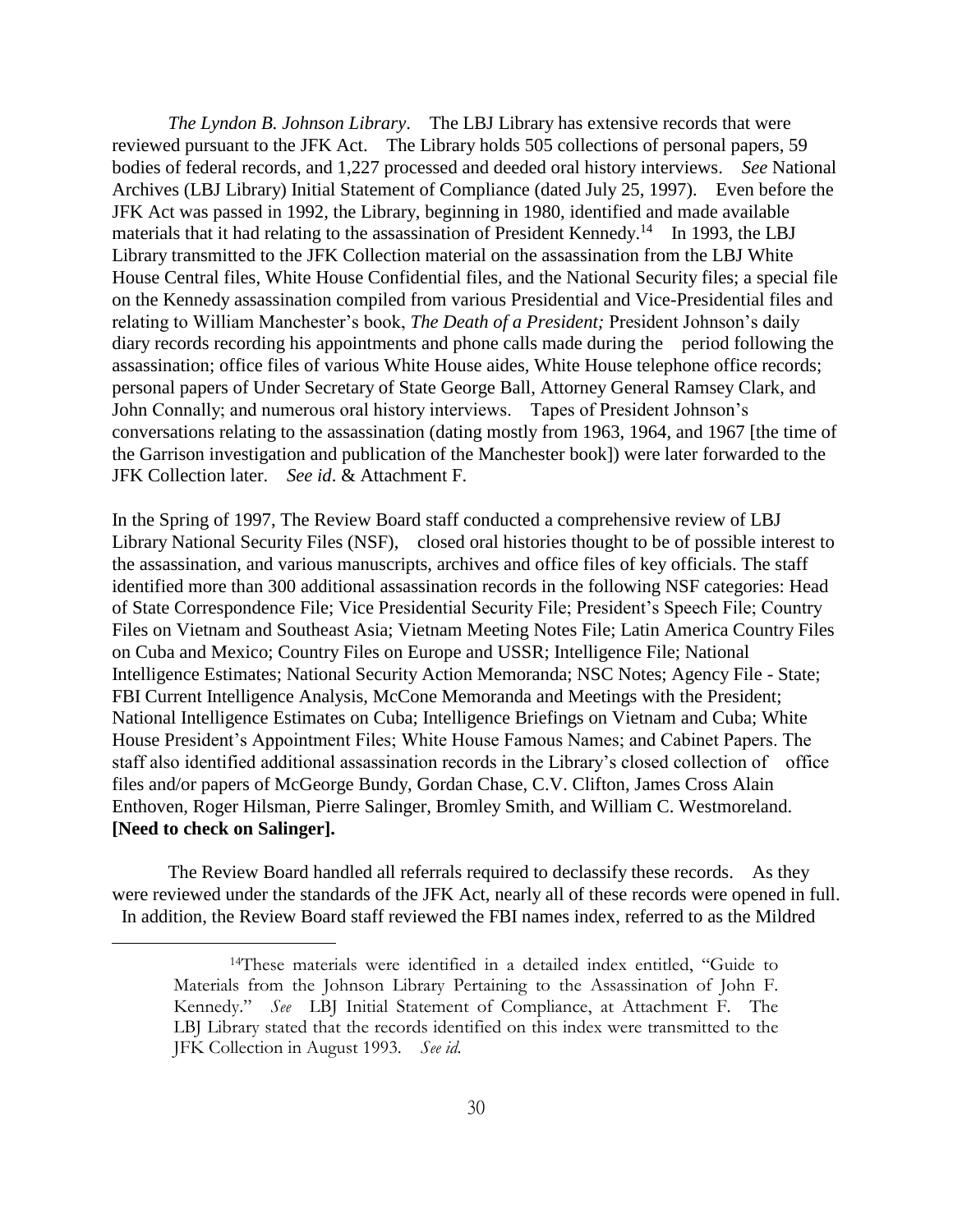*The Lyndon B. Johnson Library*. The LBJ Library has extensive records that were reviewed pursuant to the JFK Act. The Library holds 505 collections of personal papers, 59 bodies of federal records, and 1,227 processed and deeded oral history interviews. *See* National Archives (LBJ Library) Initial Statement of Compliance (dated July 25, 1997). Even before the JFK Act was passed in 1992, the Library, beginning in 1980, identified and made available materials that it had relating to the assassination of President Kennedy.[14] In 1993, the LBJ Library transmitted to the JFK Collection material on the assassination from the LBJ White House Central files, White House Confidential files, and the National Security files; a special file on the Kennedy assassination compiled from various Presidential and Vice-Presidential files and relating to William Manchester's book, *The Death of a President;* President Johnson's daily diary records recording his appointments and phone calls made during the period following the assassination; office files of various White House aides, White House telephone office records; personal papers of Under Secretary of State George Ball, Attorney General Ramsey Clark, and John Connally; and numerous oral history interviews. Tapes of President Johnson's conversations relating to the assassination (dating mostly from 1963, 1964, and 1967 [the time of the Garrison investigation and publication of the Manchester book]) were later forwarded to the JFK Collection later. *See id*. & Attachment F.

In the Spring of 1997, The Review Board staff conducted a comprehensive review of LBJ Library National Security Files (NSF), closed oral histories thought to be of possible interest to the assassination, and various manuscripts, archives and office files of key officials. The staff identified more than 300 additional assassination records in the following NSF categories: Head of State Correspondence File; Vice Presidential Security File; President's Speech File; Country Files on Vietnam and Southeast Asia; Vietnam Meeting Notes File; Latin America Country Files on Cuba and Mexico; Country Files on Europe and USSR; Intelligence File; National Intelligence Estimates; National Security Action Memoranda; NSC Notes; Agency File - State; FBI Current Intelligence Analysis, McCone Memoranda and Meetings with the President; National Intelligence Estimates on Cuba; Intelligence Briefings on Vietnam and Cuba; White House President's Appointment Files; White House Famous Names; and Cabinet Papers. The staff also identified additional assassination records in the Library's closed collection of office files and/or papers of McGeorge Bundy, Gordan Chase, C.V. Clifton, James Cross Alain Enthoven, Roger Hilsman, Pierre Salinger, Bromley Smith, and William C. Westmoreland. **[Need to check on Salinger].**

The Review Board handled all referrals required to declassify these records. As they were reviewed under the standards of the JFK Act, nearly all of these records were opened in full. In addition, the Review Board staff reviewed the FBI names index, referred to as the Mildred

[14] These materials were identified in a detailed index entitled, "Guide to Materials from the Johnson Library Pertaining to the Assassination of John F. Kennedy." *See* LBJ Initial Statement of Compliance, at Attachment F. The LBJ Library stated that the records identified on this index were transmitted to the JFK Collection in August 1993. *See id.*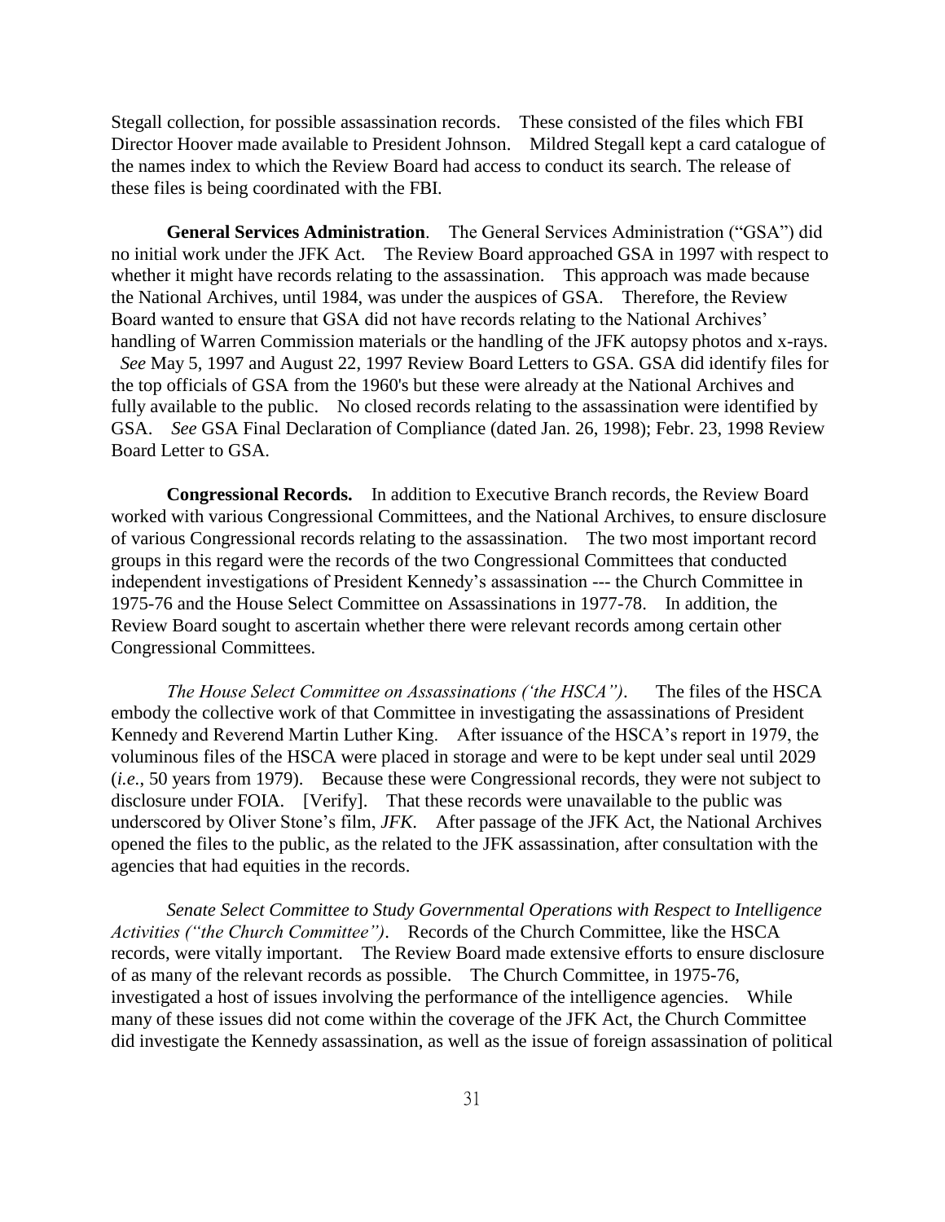Stegall collection, for possible assassination records. These consisted of the files which FBI Director Hoover made available to President Johnson. Mildred Stegall kept a card catalogue of the names index to which the Review Board had access to conduct its search. The release of these files is being coordinated with the FBI.

**General Services Administration**. The General Services Administration ("GSA") did no initial work under the JFK Act. The Review Board approached GSA in 1997 with respect to whether it might have records relating to the assassination. This approach was made because the National Archives, until 1984, was under the auspices of GSA. Therefore, the Review Board wanted to ensure that GSA did not have records relating to the National Archives' handling of Warren Commission materials or the handling of the JFK autopsy photos and x-rays. *See* May 5, 1997 and August 22, 1997 Review Board Letters to GSA. GSA did identify files for the top officials of GSA from the 1960's but these were already at the National Archives and fully available to the public. No closed records relating to the assassination were identified by GSA. *See* GSA Final Declaration of Compliance (dated Jan. 26, 1998); Febr. 23, 1998 Review Board Letter to GSA.

**Congressional Records.** In addition to Executive Branch records, the Review Board worked with various Congressional Committees, and the National Archives, to ensure disclosure of various Congressional records relating to the assassination. The two most important record groups in this regard were the records of the two Congressional Committees that conducted independent investigations of President Kennedy's assassination --- the Church Committee in 1975-76 and the House Select Committee on Assassinations in 1977-78. In addition, the Review Board sought to ascertain whether there were relevant records among certain other Congressional Committees.

*The House Select Committee on Assassinations ('the HSCA").* The files of the HSCA embody the collective work of that Committee in investigating the assassinations of President Kennedy and Reverend Martin Luther King. After issuance of the HSCA's report in 1979, the voluminous files of the HSCA were placed in storage and were to be kept under seal until 2029 (*i.e.*, 50 years from 1979). Because these were Congressional records, they were not subject to disclosure under FOIA. [Verify]. That these records were unavailable to the public was underscored by Oliver Stone's film, *JFK*. After passage of the JFK Act, the National Archives opened the files to the public, as the related to the JFK assassination, after consultation with the agencies that had equities in the records.

*Senate Select Committee to Study Governmental Operations with Respect to Intelligence Activities ("the Church Committee").* Records of the Church Committee, like the HSCA records, were vitally important. The Review Board made extensive efforts to ensure disclosure of as many of the relevant records as possible. The Church Committee, in 1975-76, investigated a host of issues involving the performance of the intelligence agencies. While many of these issues did not come within the coverage of the JFK Act, the Church Committee did investigate the Kennedy assassination, as well as the issue of foreign assassination of political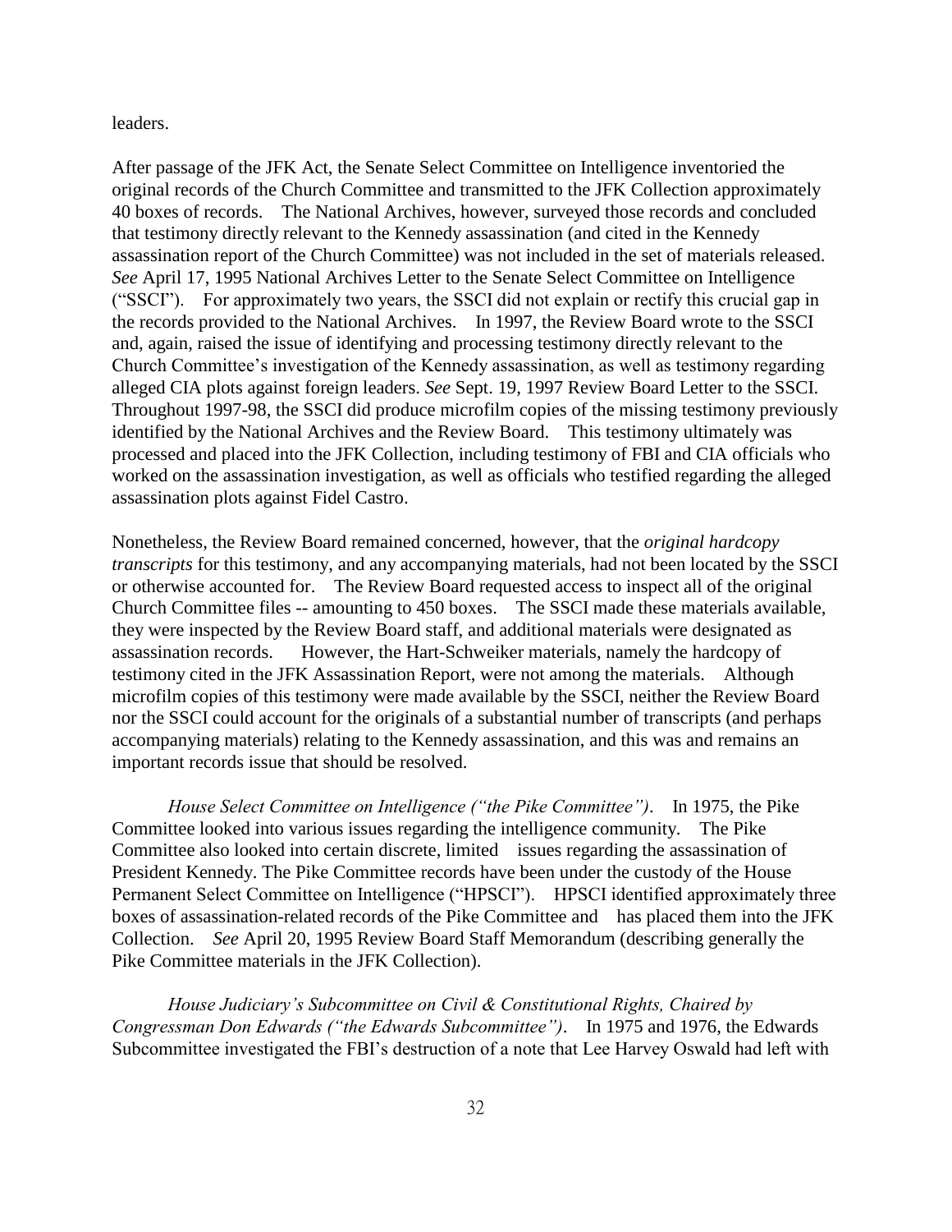leaders.

After passage of the JFK Act, the Senate Select Committee on Intelligence inventoried the original records of the Church Committee and transmitted to the JFK Collection approximately 40 boxes of records. The National Archives, however, surveyed those records and concluded that testimony directly relevant to the Kennedy assassination (and cited in the Kennedy assassination report of the Church Committee) was not included in the set of materials released. *See* April 17, 1995 National Archives Letter to the Senate Select Committee on Intelligence ("SSCI"). For approximately two years, the SSCI did not explain or rectify this crucial gap in the records provided to the National Archives. In 1997, the Review Board wrote to the SSCI and, again, raised the issue of identifying and processing testimony directly relevant to the Church Committee's investigation of the Kennedy assassination, as well as testimony regarding alleged CIA plots against foreign leaders. *See* Sept. 19, 1997 Review Board Letter to the SSCI. Throughout 1997-98, the SSCI did produce microfilm copies of the missing testimony previously identified by the National Archives and the Review Board. This testimony ultimately was processed and placed into the JFK Collection, including testimony of FBI and CIA officials who worked on the assassination investigation, as well as officials who testified regarding the alleged assassination plots against Fidel Castro.

Nonetheless, the Review Board remained concerned, however, that the *original hardcopy transcripts* for this testimony, and any accompanying materials, had not been located by the SSCI or otherwise accounted for. The Review Board requested access to inspect all of the original Church Committee files -- amounting to 450 boxes. The SSCI made these materials available, they were inspected by the Review Board staff, and additional materials were designated as assassination records. However, the Hart-Schweiker materials, namely the hardcopy of testimony cited in the JFK Assassination Report, were not among the materials. Although microfilm copies of this testimony were made available by the SSCI, neither the Review Board nor the SSCI could account for the originals of a substantial number of transcripts (and perhaps accompanying materials) relating to the Kennedy assassination, and this was and remains an important records issue that should be resolved.

*House Select Committee on Intelligence ("the Pike Committee")*. In 1975, the Pike Committee looked into various issues regarding the intelligence community. The Pike Committee also looked into certain discrete, limited issues regarding the assassination of President Kennedy. The Pike Committee records have been under the custody of the House Permanent Select Committee on Intelligence ("HPSCI"). HPSCI identified approximately three boxes of assassination-related records of the Pike Committee and has placed them into the JFK Collection. *See* April 20, 1995 Review Board Staff Memorandum (describing generally the Pike Committee materials in the JFK Collection).

*House Judiciary's Subcommittee on Civil & Constitutional Rights, Chaired by Congressman Don Edwards ("the Edwards Subcommittee")*. In 1975 and 1976, the Edwards Subcommittee investigated the FBI's destruction of a note that Lee Harvey Oswald had left with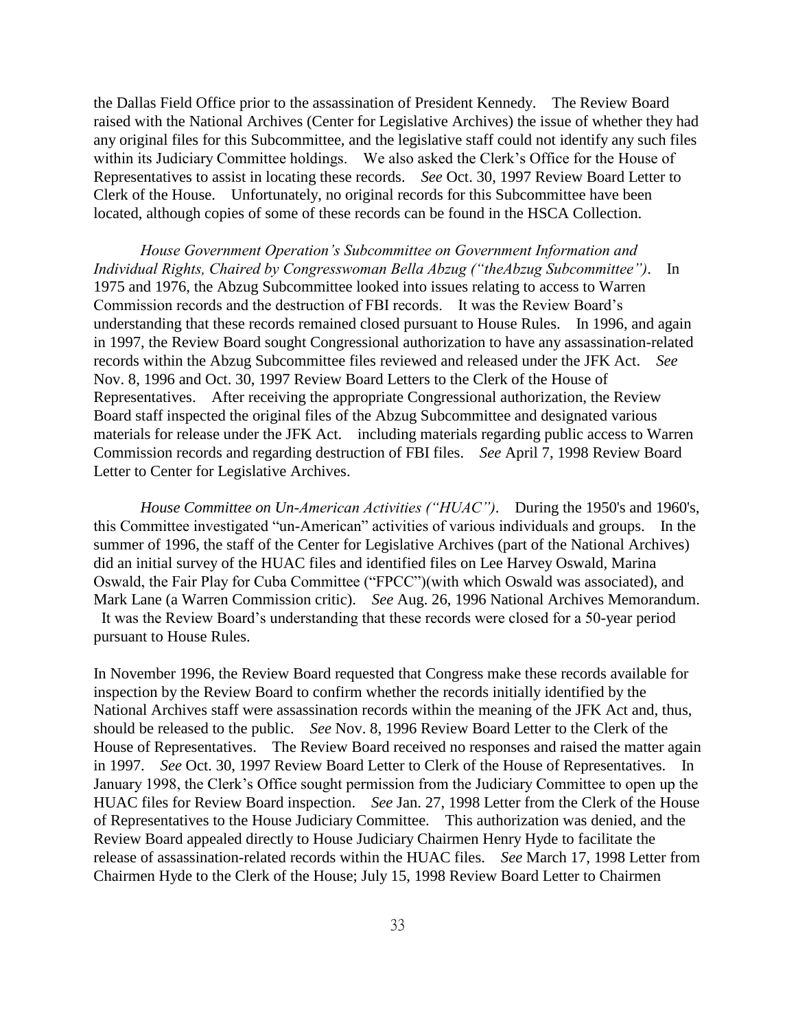the Dallas Field Office prior to the assassination of President Kennedy. The Review Board raised with the National Archives (Center for Legislative Archives) the issue of whether they had any original files for this Subcommittee, and the legislative staff could not identify any such files within its Judiciary Committee holdings. We also asked the Clerk's Office for the House of Representatives to assist in locating these records. *See* Oct. 30, 1997 Review Board Letter to Clerk of the House. Unfortunately, no original records for this Subcommittee have been located, although copies of some of these records can be found in the HSCA Collection.

*House Government Operation's Subcommittee on Government Information and Individual Rights, Chaired by Congresswoman Bella Abzug ("theAbzug Subcommittee")*. In 1975 and 1976, the Abzug Subcommittee looked into issues relating to access to Warren Commission records and the destruction of FBI records. It was the Review Board's understanding that these records remained closed pursuant to House Rules. In 1996, and again in 1997, the Review Board sought Congressional authorization to have any assassination-related records within the Abzug Subcommittee files reviewed and released under the JFK Act. *See* Nov. 8, 1996 and Oct. 30, 1997 Review Board Letters to the Clerk of the House of Representatives. After receiving the appropriate Congressional authorization, the Review Board staff inspected the original files of the Abzug Subcommittee and designated various materials for release under the JFK Act. including materials regarding public access to Warren Commission records and regarding destruction of FBI files. *See* April 7, 1998 Review Board Letter to Center for Legislative Archives.

*House Committee on Un-American Activities ("HUAC")*. During the 1950's and 1960's, this Committee investigated "un-American" activities of various individuals and groups. In the summer of 1996, the staff of the Center for Legislative Archives (part of the National Archives) did an initial survey of the HUAC files and identified files on Lee Harvey Oswald, Marina Oswald, the Fair Play for Cuba Committee ("FPCC")(with which Oswald was associated), and Mark Lane (a Warren Commission critic). *See* Aug. 26, 1996 National Archives Memorandum. It was the Review Board's understanding that these records were closed for a 50-year period pursuant to House Rules.

In November 1996, the Review Board requested that Congress make these records available for inspection by the Review Board to confirm whether the records initially identified by the National Archives staff were assassination records within the meaning of the JFK Act and, thus, should be released to the public. *See* Nov. 8, 1996 Review Board Letter to the Clerk of the House of Representatives. The Review Board received no responses and raised the matter again in 1997. *See* Oct. 30, 1997 Review Board Letter to Clerk of the House of Representatives. In January 1998, the Clerk's Office sought permission from the Judiciary Committee to open up the HUAC files for Review Board inspection. *See* Jan. 27, 1998 Letter from the Clerk of the House of Representatives to the House Judiciary Committee. This authorization was denied, and the Review Board appealed directly to House Judiciary Chairmen Henry Hyde to facilitate the release of assassination-related records within the HUAC files. *See* March 17, 1998 Letter from Chairmen Hyde to the Clerk of the House; July 15, 1998 Review Board Letter to Chairmen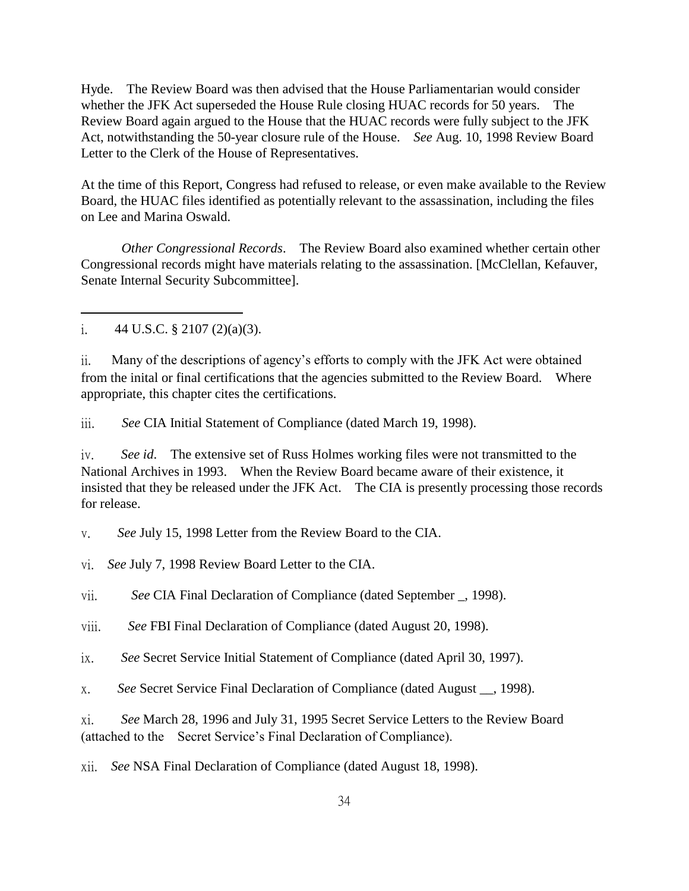Hyde. The Review Board was then advised that the House Parliamentarian would consider whether the JFK Act superseded the House Rule closing HUAC records for 50 years. The Review Board again argued to the House that the HUAC records were fully subject to the JFK Act, notwithstanding the 50-year closure rule of the House. *See* Aug. 10, 1998 Review Board Letter to the Clerk of the House of Representatives.

At the time of this Report, Congress had refused to release, or even make available to the Review Board, the HUAC files identified as potentially relevant to the assassination, including the files on Lee and Marina Oswald.

*Other Congressional Records*. The Review Board also examined whether certain other Congressional records might have materials relating to the assassination. [McClellan, Kefauver, Senate Internal Security Subcommittee].

---

i. 44 U.S.C. § 2107 (2)(a)(3).

ii. Many of the descriptions of agency's efforts to comply with the JFK Act were obtained from the inital or final certifications that the agencies submitted to the Review Board. Where appropriate, this chapter cites the certifications.

iii. *See* CIA Initial Statement of Compliance (dated March 19, 1998).

iv. *See id*. The extensive set of Russ Holmes working files were not transmitted to the National Archives in 1993. When the Review Board became aware of their existence, it insisted that they be released under the JFK Act. The CIA is presently processing those records for release.

v. *See* July 15, 1998 Letter from the Review Board to the CIA.

vi. *See* July 7, 1998 Review Board Letter to the CIA.

vii. *See* CIA Final Declaration of Compliance (dated September _, 1998).

viii. *See* FBI Final Declaration of Compliance (dated August 20, 1998).

ix. *See* Secret Service Initial Statement of Compliance (dated April 30, 1997).

x. *See* Secret Service Final Declaration of Compliance (dated August __, 1998).

xi. *See* March 28, 1996 and July 31, 1995 Secret Service Letters to the Review Board (attached to the Secret Service's Final Declaration of Compliance).

xii. *See* NSA Final Declaration of Compliance (dated August 18, 1998).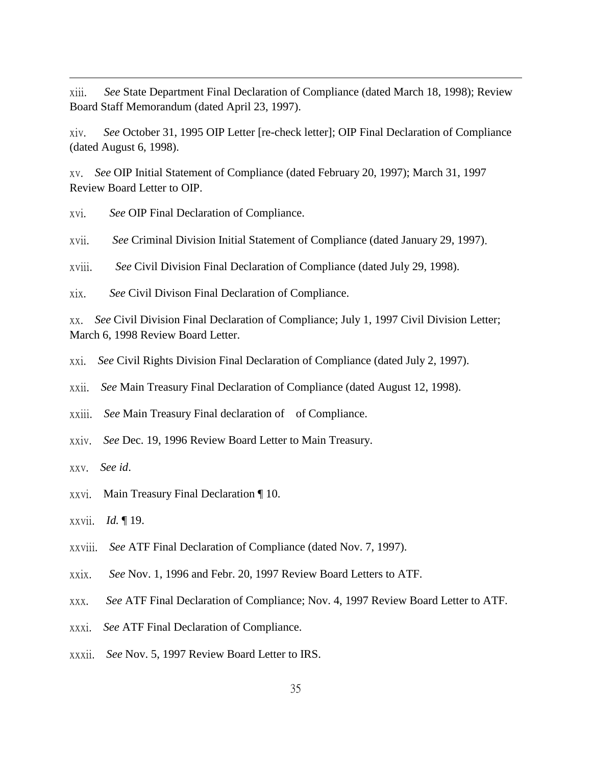xiii. *See* State Department Final Declaration of Compliance (dated March 18, 1998); Review Board Staff Memorandum (dated April 23, 1997).

xiv. *See* October 31, 1995 OIP Letter [re-check letter]; OIP Final Declaration of Compliance (dated August 6, 1998).

xv. *See* OIP Initial Statement of Compliance (dated February 20, 1997); March 31, 1997 Review Board Letter to OIP.

xvi. *See* OIP Final Declaration of Compliance.

xvii. *See* Criminal Division Initial Statement of Compliance (dated January 29, 1997).

xviii. *See* Civil Division Final Declaration of Compliance (dated July 29, 1998).

xix. *See* Civil Divison Final Declaration of Compliance.

xx. *See* Civil Division Final Declaration of Compliance; July 1, 1997 Civil Division Letter; March 6, 1998 Review Board Letter.

xxi. *See* Civil Rights Division Final Declaration of Compliance (dated July 2, 1997).

xxii. *See* Main Treasury Final Declaration of Compliance (dated August 12, 1998).

xxiii. *See* Main Treasury Final declaration of of Compliance.

xxiv. *See* Dec. 19, 1996 Review Board Letter to Main Treasury.

xxv. *See id*.

xxvi. Main Treasury Final Declaration ¶ 10.

xxvii. *Id.* ¶ 19.

xxviii. *See* ATF Final Declaration of Compliance (dated Nov. 7, 1997).

xxix. *See* Nov. 1, 1996 and Febr. 20, 1997 Review Board Letters to ATF.

xxx. *See* ATF Final Declaration of Compliance; Nov. 4, 1997 Review Board Letter to ATF.

xxxi. *See* ATF Final Declaration of Compliance.

xxxii. *See* Nov. 5, 1997 Review Board Letter to IRS.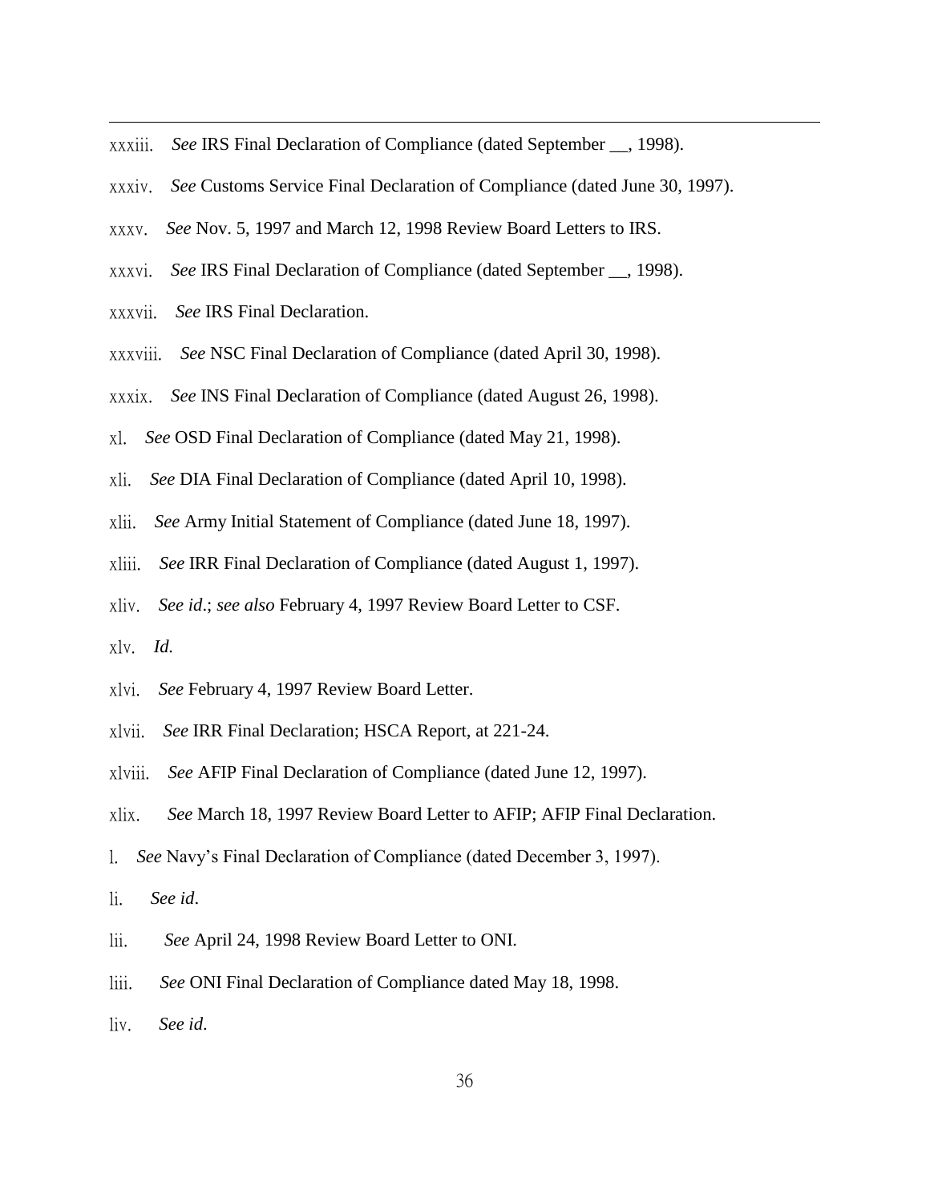xxxiii. *See* IRS Final Declaration of Compliance (dated September __, 1998).

xxxiv. *See* Customs Service Final Declaration of Compliance (dated June 30, 1997).

xxxv. *See* Nov. 5, 1997 and March 12, 1998 Review Board Letters to IRS.

xxxvi. *See* IRS Final Declaration of Compliance (dated September __, 1998).

xxxvii. *See* IRS Final Declaration.

xxxviii. *See* NSC Final Declaration of Compliance (dated April 30, 1998).

xxxix. *See* INS Final Declaration of Compliance (dated August 26, 1998).

xl. *See* OSD Final Declaration of Compliance (dated May 21, 1998).

xli. *See* DIA Final Declaration of Compliance (dated April 10, 1998).

xlii. *See* Army Initial Statement of Compliance (dated June 18, 1997).

xliii. *See* IRR Final Declaration of Compliance (dated August 1, 1997).

xliv. *See id*.; *see also* February 4, 1997 Review Board Letter to CSF.

xlv. *Id.*

xlvi. *See* February 4, 1997 Review Board Letter.

xlvii. *See* IRR Final Declaration; HSCA Report, at 221-24.

xlviii. *See* AFIP Final Declaration of Compliance (dated June 12, 1997).

xlix. *See* March 18, 1997 Review Board Letter to AFIP; AFIP Final Declaration.

l. *See* Navy's Final Declaration of Compliance (dated December 3, 1997).

li. *See id*.

lii. *See* April 24, 1998 Review Board Letter to ONI.

liii. *See* ONI Final Declaration of Compliance dated May 18, 1998.

liv. *See id*.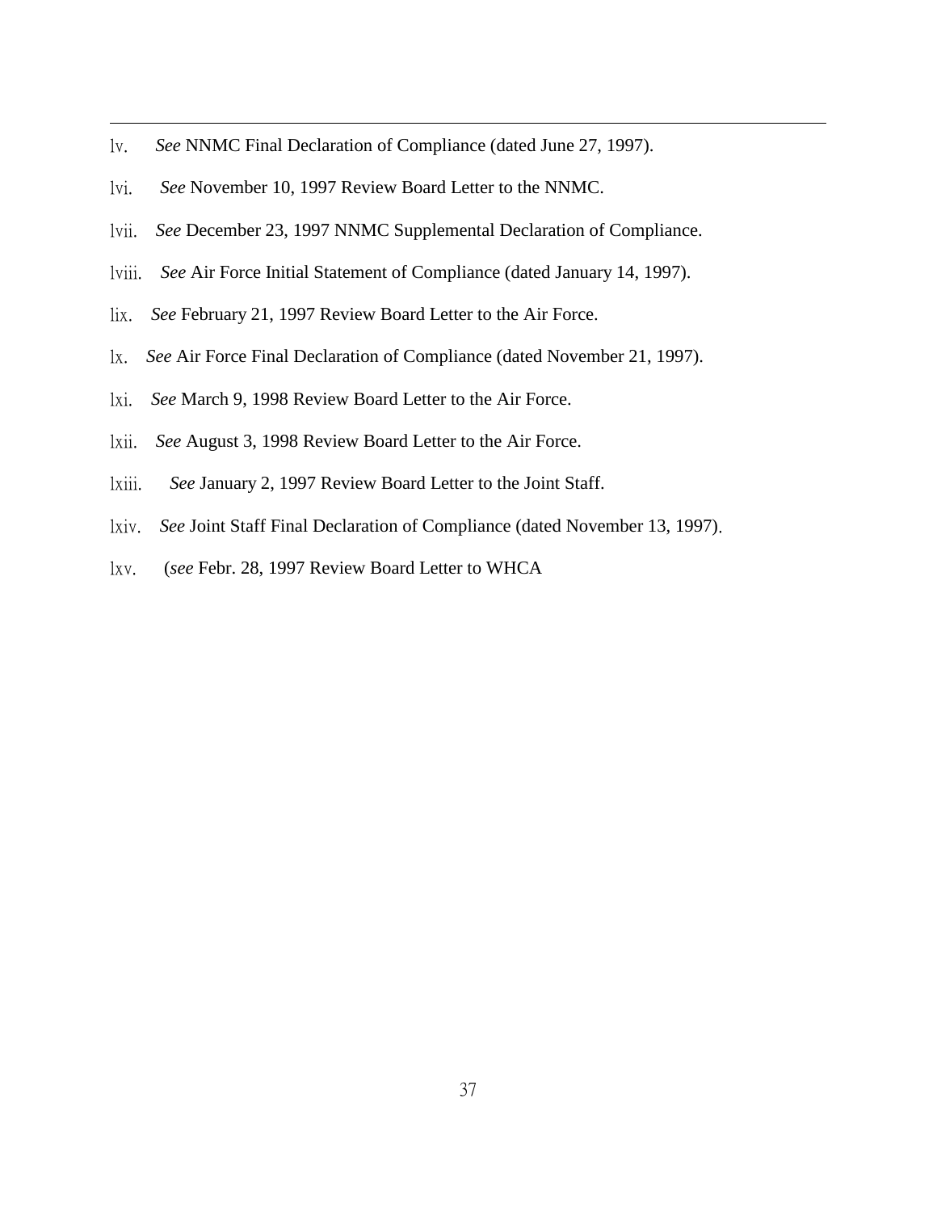lv. *See* NNMC Final Declaration of Compliance (dated June 27, 1997).

lvi. *See* November 10, 1997 Review Board Letter to the NNMC.

lvii. *See* December 23, 1997 NNMC Supplemental Declaration of Compliance.

lviii. *See* Air Force Initial Statement of Compliance (dated January 14, 1997).

lix. *See* February 21, 1997 Review Board Letter to the Air Force.

lx. *See* Air Force Final Declaration of Compliance (dated November 21, 1997).

lxi. *See* March 9, 1998 Review Board Letter to the Air Force.

lxii. *See* August 3, 1998 Review Board Letter to the Air Force.

lxiii. *See* January 2, 1997 Review Board Letter to the Joint Staff.

lxiv. *See* Joint Staff Final Declaration of Compliance (dated November 13, 1997).

lxv. (*see* Febr. 28, 1997 Review Board Letter to WHCA